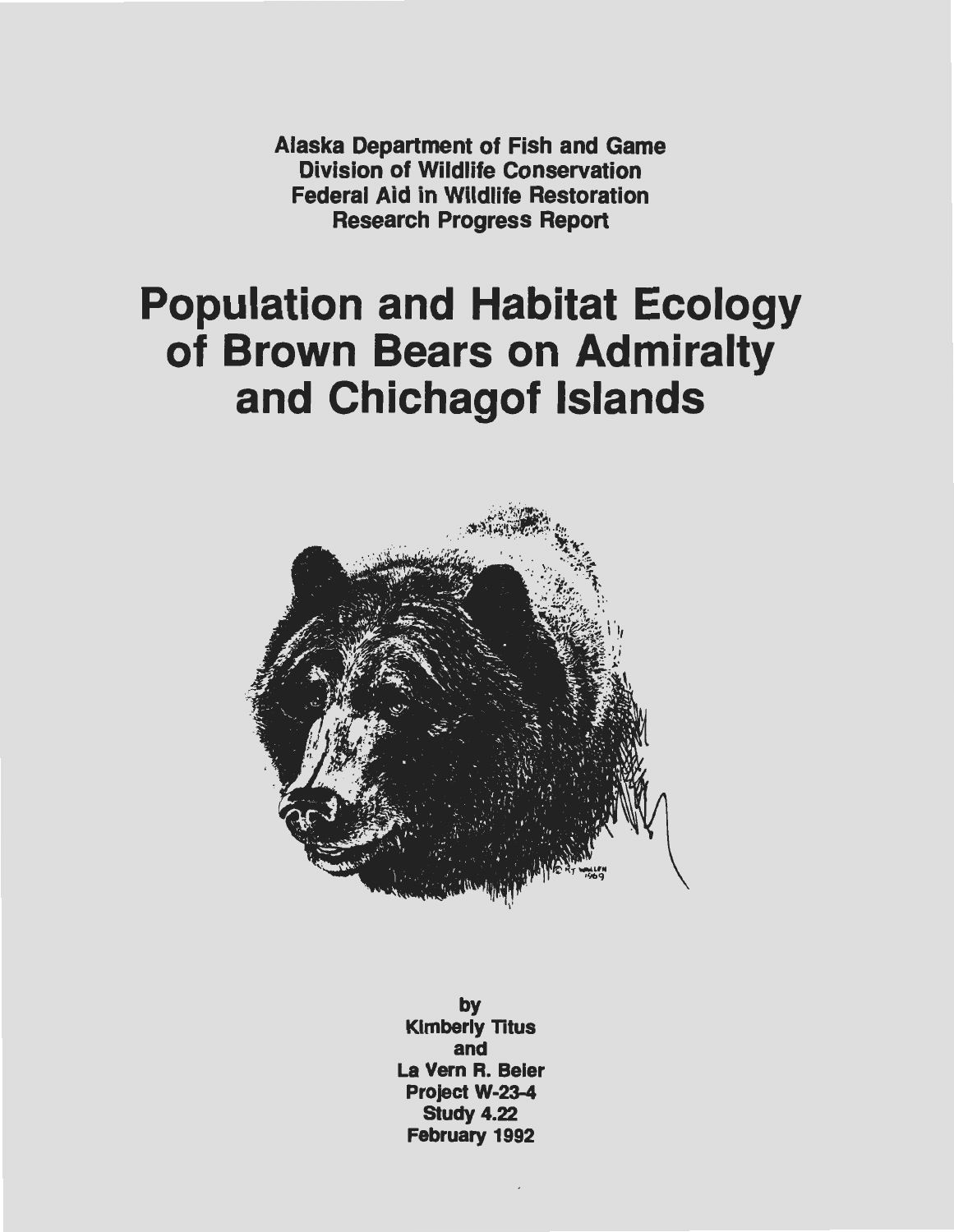Alaska Department of Fish and Game
Division of Wildlife Conservation
Federal Aid in Wildlife Restoration
Research Progress Report

# Population and Habitat Ecology of Brown Bears on Admiralty and Chichagof Islands

by
Kimberly Titus
and
La Vern R. Beier
Project W-23-4
Study 4.22
February 1992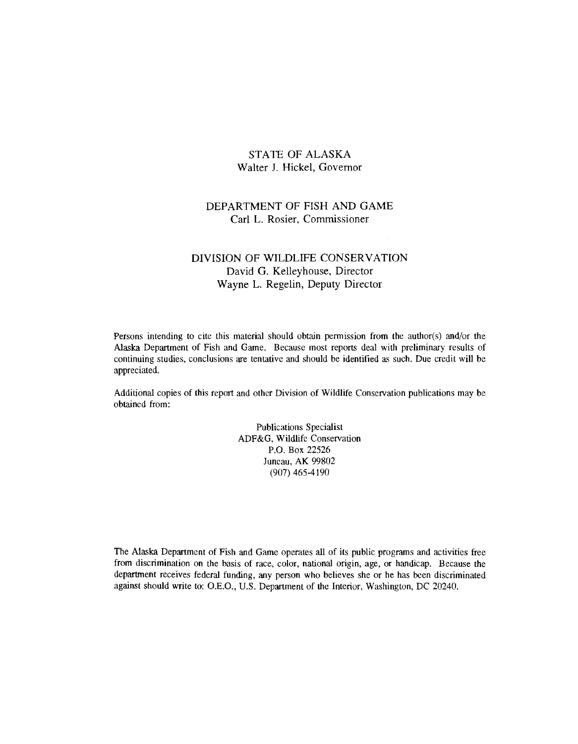STATE OF ALASKA
Walter J. Hickel, Governor

DEPARTMENT OF FISH AND GAME
Carl L. Rosier, Commissioner

DIVISION OF WILDLIFE CONSERVATION
David G. Kelleyhouse, Director
Wayne L. Regelin, Deputy Director

Persons intending to cite this material should obtain permission from the author(s) and/or the Alaska Department of Fish and Game. Because most reports deal with preliminary results of continuing studies, conclusions are tentative and should be identified as such. Due credit will be appreciated.

Additional copies of this report and other Division of Wildlife Conservation publications may be obtained from:

Publications Specialist
ADF&G, Wildlife Conservation
P.O. Box 22526
Juneau, AK 99802
(907) 465-4190

The Alaska Department of Fish and Game operates all of its public programs and activities free from discrimination on the basis of race, color, national origin, age, or handicap. Because the department receives federal funding, any person who believes she or he has been discriminated against should write to: O.E.O., U.S. Department of the Interior, Washington, DC 20240.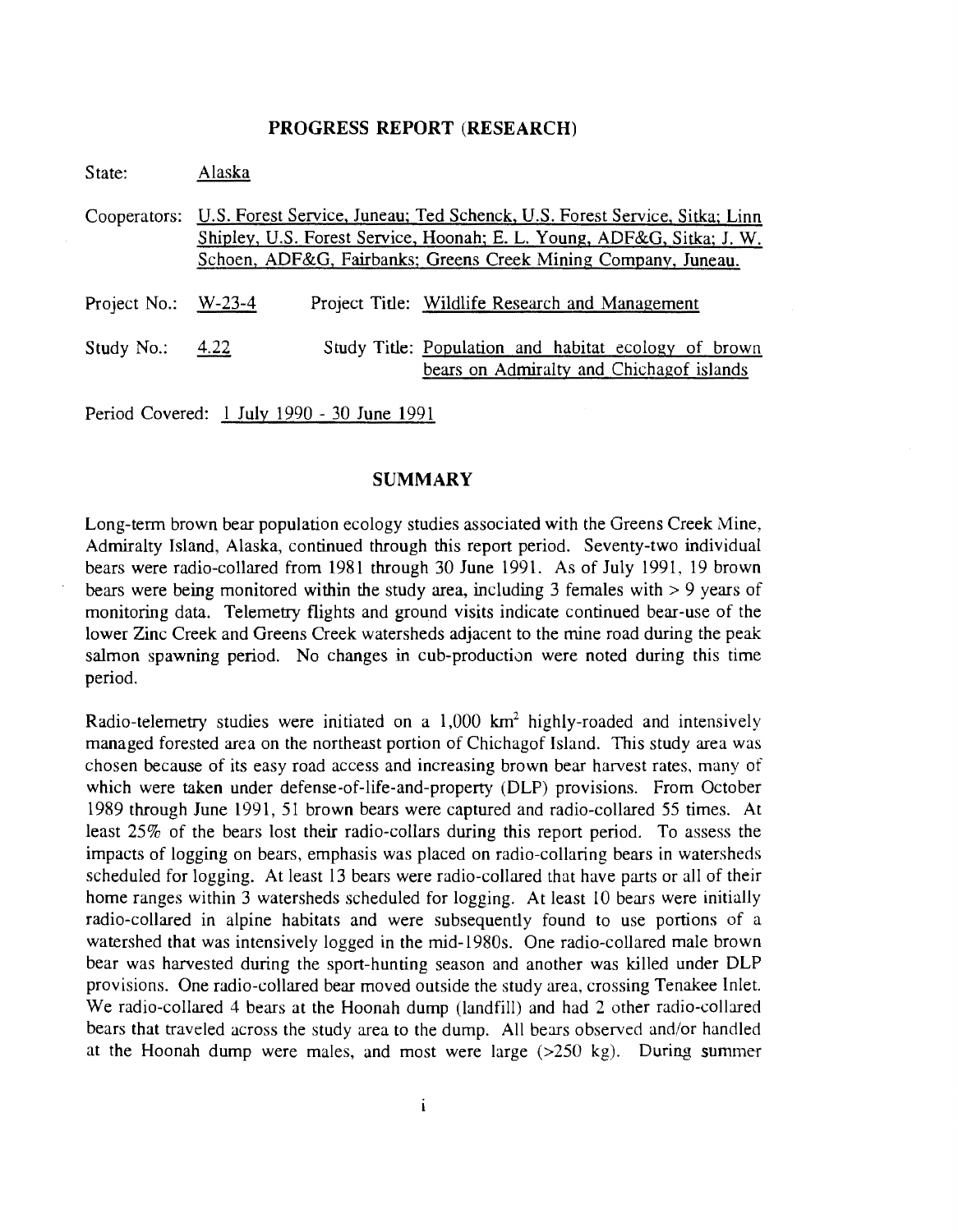## PROGRESS REPORT (RESEARCH)

State: Alaska

Cooperators: U.S. Forest Service, Juneau; Ted Schenck, U.S. Forest Service, Sitka; Linn Shipley, U.S. Forest Service, Hoonah; E. L. Young, ADF&G, Sitka; J. W. Schoen, ADF&G, Fairbanks; Greens Creek Mining Company, Juneau.

Project No.: W-23-4 Project Title: Wildlife Research and Management

Study No.: 4.22 Study Title: Population and habitat ecology of brown bears on Admiralty and Chichagof islands

Period Covered: 1 July 1990 - 30 June 1991

## SUMMARY

Long-term brown bear population ecology studies associated with the Greens Creek Mine, Admiralty Island, Alaska, continued through this report period. Seventy-two individual bears were radio-collared from 1981 through 30 June 1991. As of July 1991, 19 brown bears were being monitored within the study area, including 3 females with > 9 years of monitoring data. Telemetry flights and ground visits indicate continued bear-use of the lower Zinc Creek and Greens Creek watersheds adjacent to the mine road during the peak salmon spawning period. No changes in cub-production were noted during this time period.

Radio-telemetry studies were initiated on a 1,000 km$^2$ highly-roaded and intensively managed forested area on the northeast portion of Chichagof Island. This study area was chosen because of its easy road access and increasing brown bear harvest rates, many of which were taken under defense-of-life-and-property (DLP) provisions. From October 1989 through June 1991, 51 brown bears were captured and radio-collared 55 times. At least 25% of the bears lost their radio-collars during this report period. To assess the impacts of logging on bears, emphasis was placed on radio-collaring bears in watersheds scheduled for logging. At least 13 bears were radio-collared that have parts or all of their home ranges within 3 watersheds scheduled for logging. At least 10 bears were initially radio-collared in alpine habitats and were subsequently found to use portions of a watershed that was intensively logged in the mid-1980s. One radio-collared male brown bear was harvested during the sport-hunting season and another was killed under DLP provisions. One radio-collared bear moved outside the study area, crossing Tenakee Inlet. We radio-collared 4 bears at the Hoonah dump (landfill) and had 2 other radio-collared bears that traveled across the study area to the dump. All bears observed and/or handled at the Hoonah dump were males, and most were large (>250 kg). During summer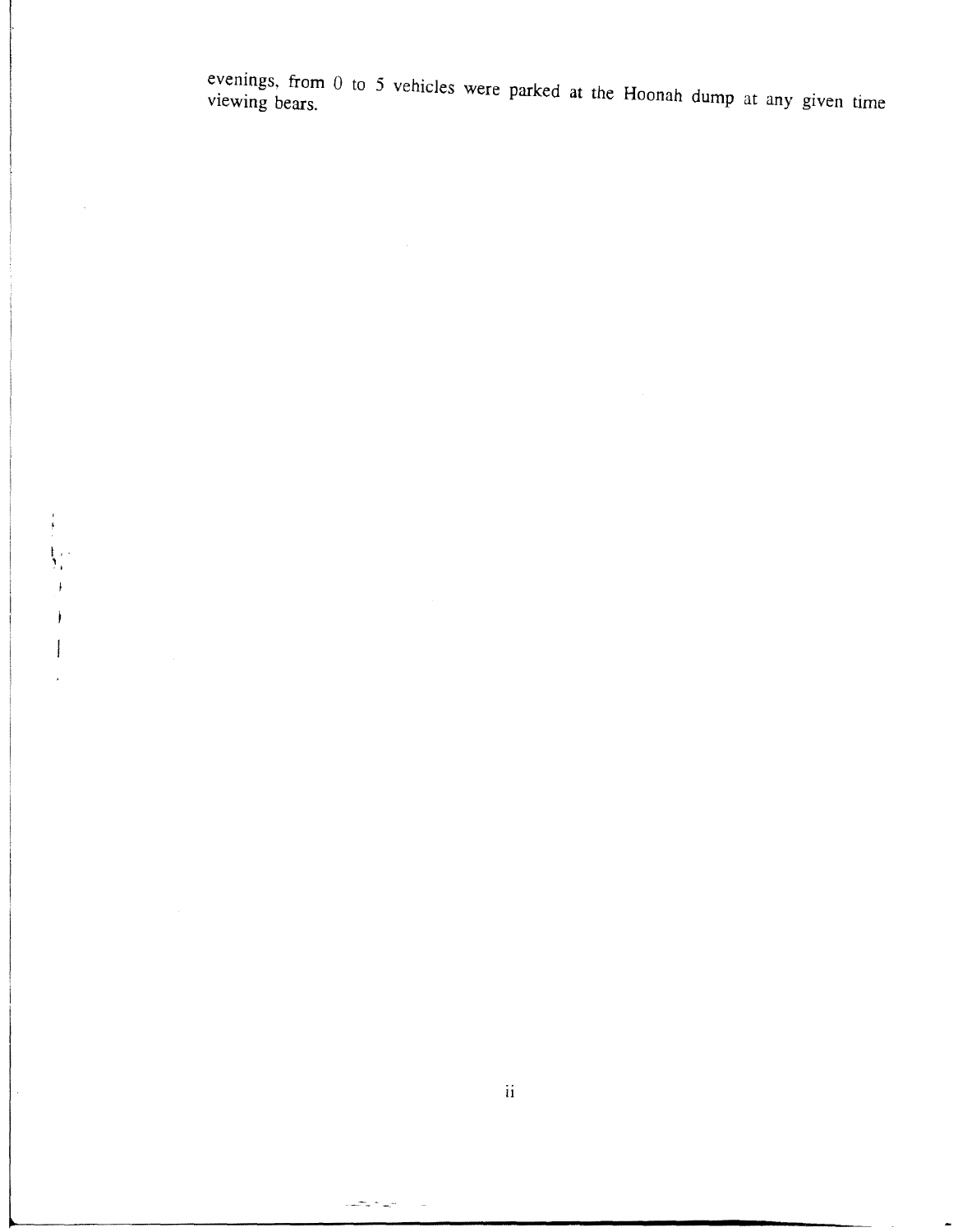evenings, from 0 to 5 vehicles were parked at the Hoonah dump at any given time viewing bears.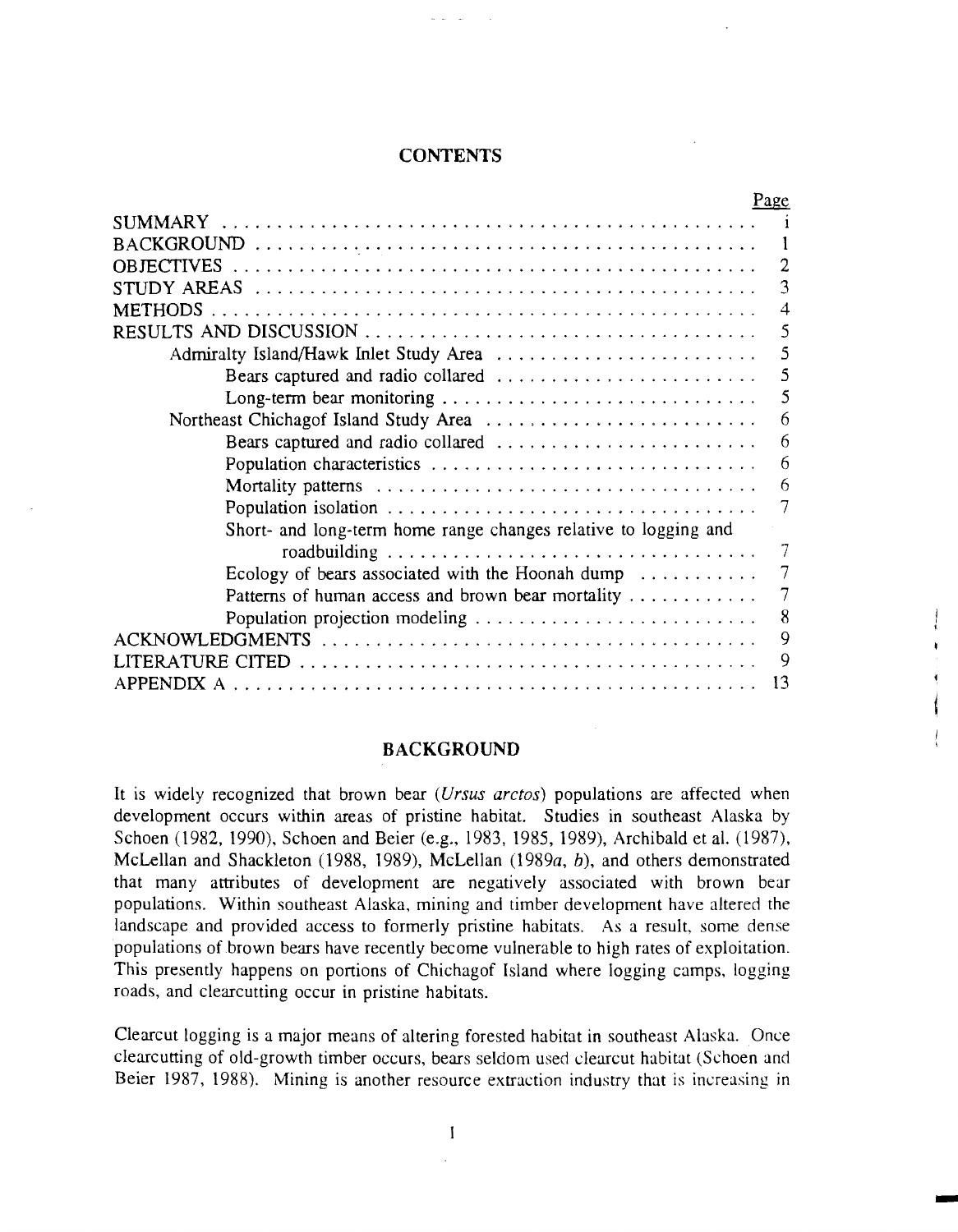# CONTENTS

| | Page |
|---|---|
| SUMMARY | i |
| BACKGROUND | 1 |
| OBJECTIVES | 2 |
| STUDY AREAS | 3 |
| METHODS | 4 |
| RESULTS AND DISCUSSION | 5 |
| Admiralty Island/Hawk Inlet Study Area | 5 |
| Bears captured and radio collared | 5 |
| Long-term bear monitoring | 5 |
| Northeast Chichagof Island Study Area | 6 |
| Bears captured and radio collared | 6 |
| Population characteristics | 6 |
| Mortality patterns | 6 |
| Population isolation | 7 |
| Short- and long-term home range changes relative to logging and roadbuilding | 7 |
| Ecology of bears associated with the Hoonah dump | 7 |
| Patterns of human access and brown bear mortality | 7 |
| Population projection modeling | 8 |
| ACKNOWLEDGMENTS | 9 |
| LITERATURE CITED | 9 |
| APPENDIX A | 13 |

## BACKGROUND

It is widely recognized that brown bear (*Ursus arctos*) populations are affected when development occurs within areas of pristine habitat. Studies in southeast Alaska by Schoen (1982, 1990), Schoen and Beier (e.g., 1983, 1985, 1989), Archibald et al. (1987), McLellan and Shackleton (1988, 1989), McLellan (1989*a*, *b*), and others demonstrated that many attributes of development are negatively associated with brown bear populations. Within southeast Alaska, mining and timber development have altered the landscape and provided access to formerly pristine habitats. As a result, some dense populations of brown bears have recently become vulnerable to high rates of exploitation. This presently happens on portions of Chichagof Island where logging camps, logging roads, and clearcutting occur in pristine habitats.

Clearcut logging is a major means of altering forested habitat in southeast Alaska. Once clearcutting of old-growth timber occurs, bears seldom used clearcut habitat (Schoen and Beier 1987, 1988). Mining is another resource extraction industry that is increasing in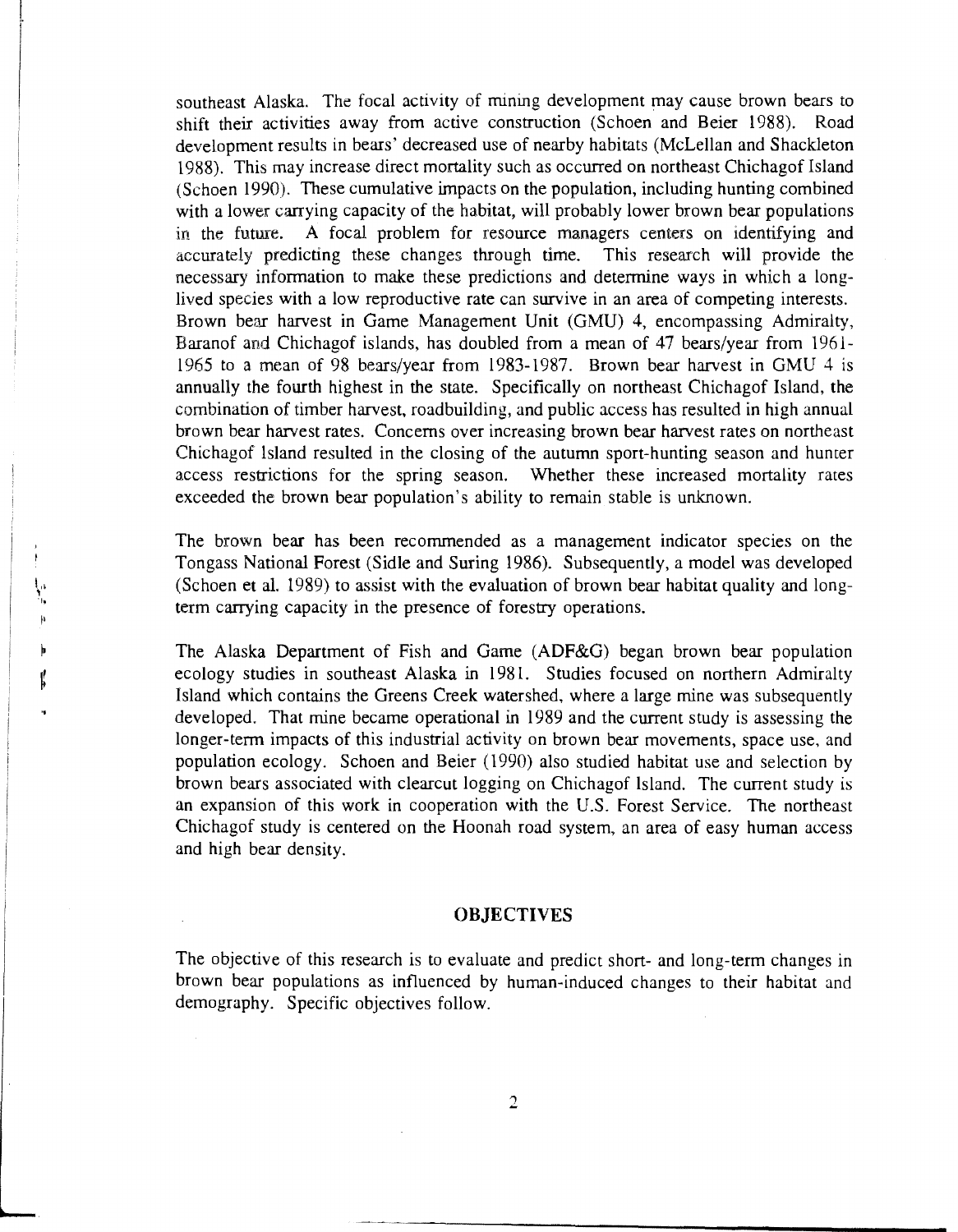southeast Alaska. The focal activity of mining development may cause brown bears to shift their activities away from active construction (Schoen and Beier 1988). Road development results in bears' decreased use of nearby habitats (McLellan and Shackleton 1988). This may increase direct mortality such as occurred on northeast Chichagof Island (Schoen 1990). These cumulative impacts on the population, including hunting combined with a lower carrying capacity of the habitat, will probably lower brown bear populations in the future. A focal problem for resource managers centers on identifying and accurately predicting these changes through time. This research will provide the necessary information to make these predictions and determine ways in which a long-lived species with a low reproductive rate can survive in an area of competing interests. Brown bear harvest in Game Management Unit (GMU) 4, encompassing Admiralty, Baranof and Chichagof islands, has doubled from a mean of 47 bears/year from 1961-1965 to a mean of 98 bears/year from 1983-1987. Brown bear harvest in GMU 4 is annually the fourth highest in the state. Specifically on northeast Chichagof Island, the combination of timber harvest, roadbuilding, and public access has resulted in high annual brown bear harvest rates. Concerns over increasing brown bear harvest rates on northeast Chichagof Island resulted in the closing of the autumn sport-hunting season and hunter access restrictions for the spring season. Whether these increased mortality rates exceeded the brown bear population's ability to remain stable is unknown.

The brown bear has been recommended as a management indicator species on the Tongass National Forest (Sidle and Suring 1986). Subsequently, a model was developed (Schoen et al. 1989) to assist with the evaluation of brown bear habitat quality and long-term carrying capacity in the presence of forestry operations.

The Alaska Department of Fish and Game (ADF&G) began brown bear population ecology studies in southeast Alaska in 1981. Studies focused on northern Admiralty Island which contains the Greens Creek watershed, where a large mine was subsequently developed. That mine became operational in 1989 and the current study is assessing the longer-term impacts of this industrial activity on brown bear movements, space use, and population ecology. Schoen and Beier (1990) also studied habitat use and selection by brown bears associated with clearcut logging on Chichagof Island. The current study is an expansion of this work in cooperation with the U.S. Forest Service. The northeast Chichagof study is centered on the Hoonah road system, an area of easy human access and high bear density.

## OBJECTIVES

The objective of this research is to evaluate and predict short- and long-term changes in brown bear populations as influenced by human-induced changes to their habitat and demography. Specific objectives follow.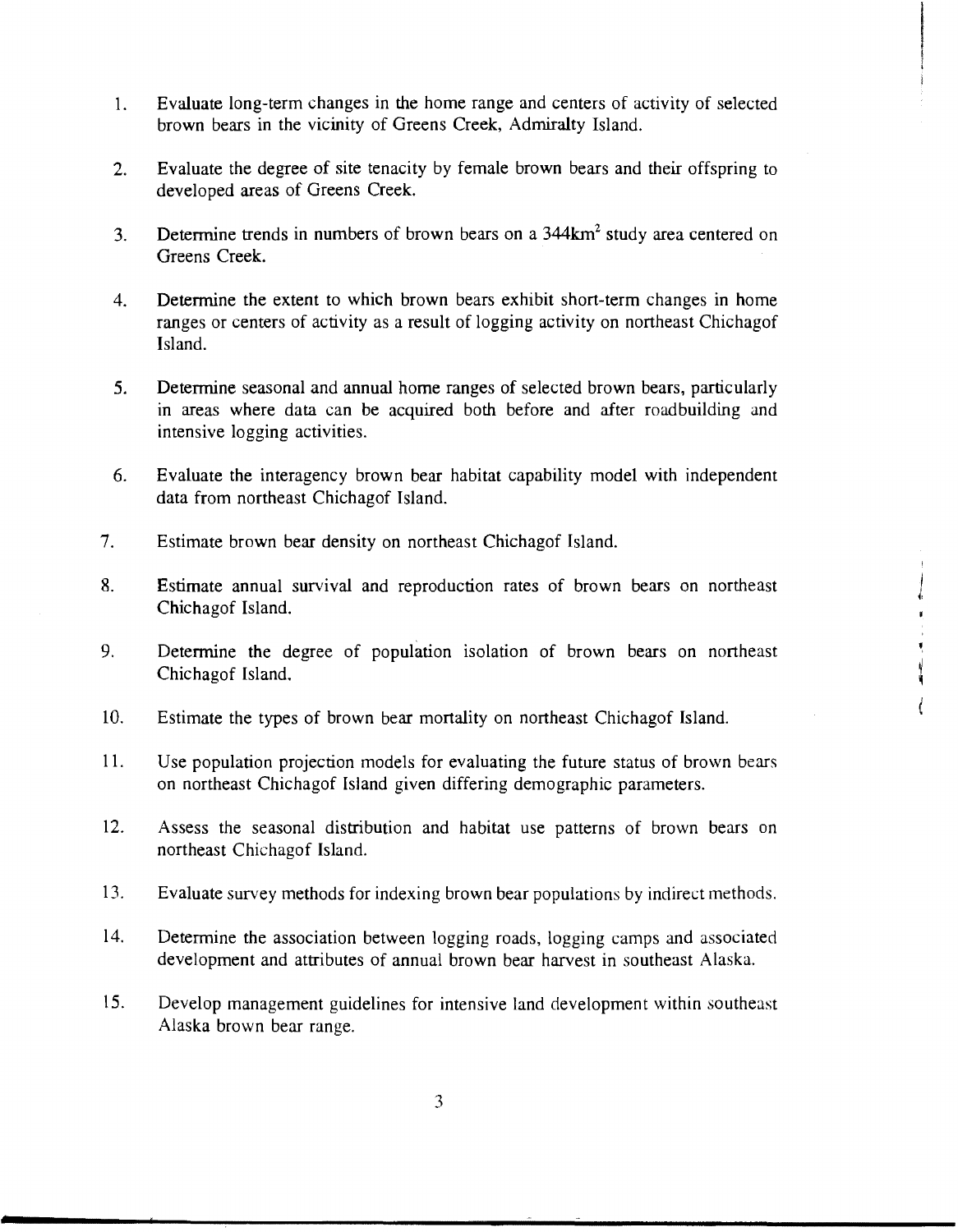1. Evaluate long-term changes in the home range and centers of activity of selected brown bears in the vicinity of Greens Creek, Admiralty Island.

2. Evaluate the degree of site tenacity by female brown bears and their offspring to developed areas of Greens Creek.

3. Determine trends in numbers of brown bears on a 344km$^2$ study area centered on Greens Creek.

4. Determine the extent to which brown bears exhibit short-term changes in home ranges or centers of activity as a result of logging activity on northeast Chichagof Island.

5. Determine seasonal and annual home ranges of selected brown bears, particularly in areas where data can be acquired both before and after roadbuilding and intensive logging activities.

6. Evaluate the interagency brown bear habitat capability model with independent data from northeast Chichagof Island.

7. Estimate brown bear density on northeast Chichagof Island.

8. Estimate annual survival and reproduction rates of brown bears on northeast Chichagof Island.

9. Determine the degree of population isolation of brown bears on northeast Chichagof Island.

10. Estimate the types of brown bear mortality on northeast Chichagof Island.

11. Use population projection models for evaluating the future status of brown bears on northeast Chichagof Island given differing demographic parameters.

12. Assess the seasonal distribution and habitat use patterns of brown bears on northeast Chichagof Island.

13. Evaluate survey methods for indexing brown bear populations by indirect methods.

14. Determine the association between logging roads, logging camps and associated development and attributes of annual brown bear harvest in southeast Alaska.

15. Develop management guidelines for intensive land development within southeast Alaska brown bear range.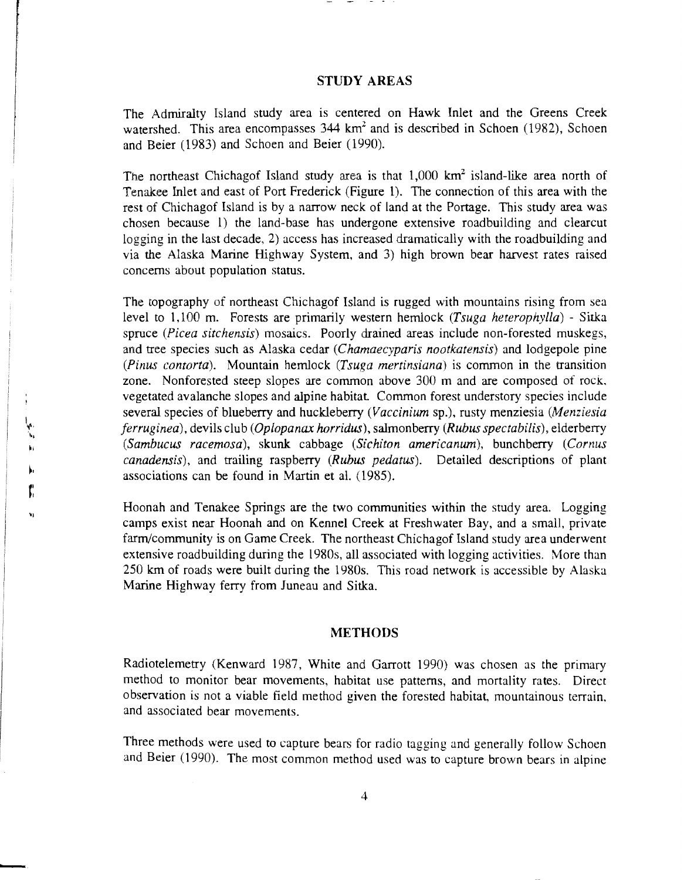## STUDY AREAS

The Admiralty Island study area is centered on Hawk Inlet and the Greens Creek watershed. This area encompasses 344 $km^2$ and is described in Schoen (1982), Schoen and Beier (1983) and Schoen and Beier (1990).

The northeast Chichagof Island study area is that 1,000 $km^2$ island-like area north of Tenakee Inlet and east of Port Frederick (Figure 1). The connection of this area with the rest of Chichagof Island is by a narrow neck of land at the Portage. This study area was chosen because 1) the land-base has undergone extensive roadbuilding and clearcut logging in the last decade, 2) access has increased dramatically with the roadbuilding and via the Alaska Marine Highway System, and 3) high brown bear harvest rates raised concerns about population status.

The topography of northeast Chichagof Island is rugged with mountains rising from sea level to 1,100 m. Forests are primarily western hemlock (*Tsuga heterophylla*) - Sitka spruce (*Picea sitchensis*) mosaics. Poorly drained areas include non-forested muskegs, and tree species such as Alaska cedar (*Chamaecyparis nootkatensis*) and lodgepole pine (*Pinus contorta*). Mountain hemlock (*Tsuga mertinsiana*) is common in the transition zone. Nonforested steep slopes are common above 300 m and are composed of rock, vegetated avalanche slopes and alpine habitat. Common forest understory species include several species of blueberry and huckleberry (*Vaccinium* sp.), rusty menziesia (*Menziesia ferruginea*), devils club (*Oplopanax horridus*), salmonberry (*Rubus spectabilis*), elderberry (*Sambucus racemosa*), skunk cabbage (*Sichiton americanum*), bunchberry (*Cornus canadensis*), and trailing raspberry (*Rubus pedatus*). Detailed descriptions of plant associations can be found in Martin et al. (1985).

Hoonah and Tenakee Springs are the two communities within the study area. Logging camps exist near Hoonah and on Kennel Creek at Freshwater Bay, and a small, private farm/community is on Game Creek. The northeast Chichagof Island study area underwent extensive roadbuilding during the 1980s, all associated with logging activities. More than 250 km of roads were built during the 1980s. This road network is accessible by Alaska Marine Highway ferry from Juneau and Sitka.

## METHODS

Radiotelemetry (Kenward 1987, White and Garrott 1990) was chosen as the primary method to monitor bear movements, habitat use patterns, and mortality rates. Direct observation is not a viable field method given the forested habitat, mountainous terrain, and associated bear movements.

Three methods were used to capture bears for radio tagging and generally follow Schoen and Beier (1990). The most common method used was to capture brown bears in alpine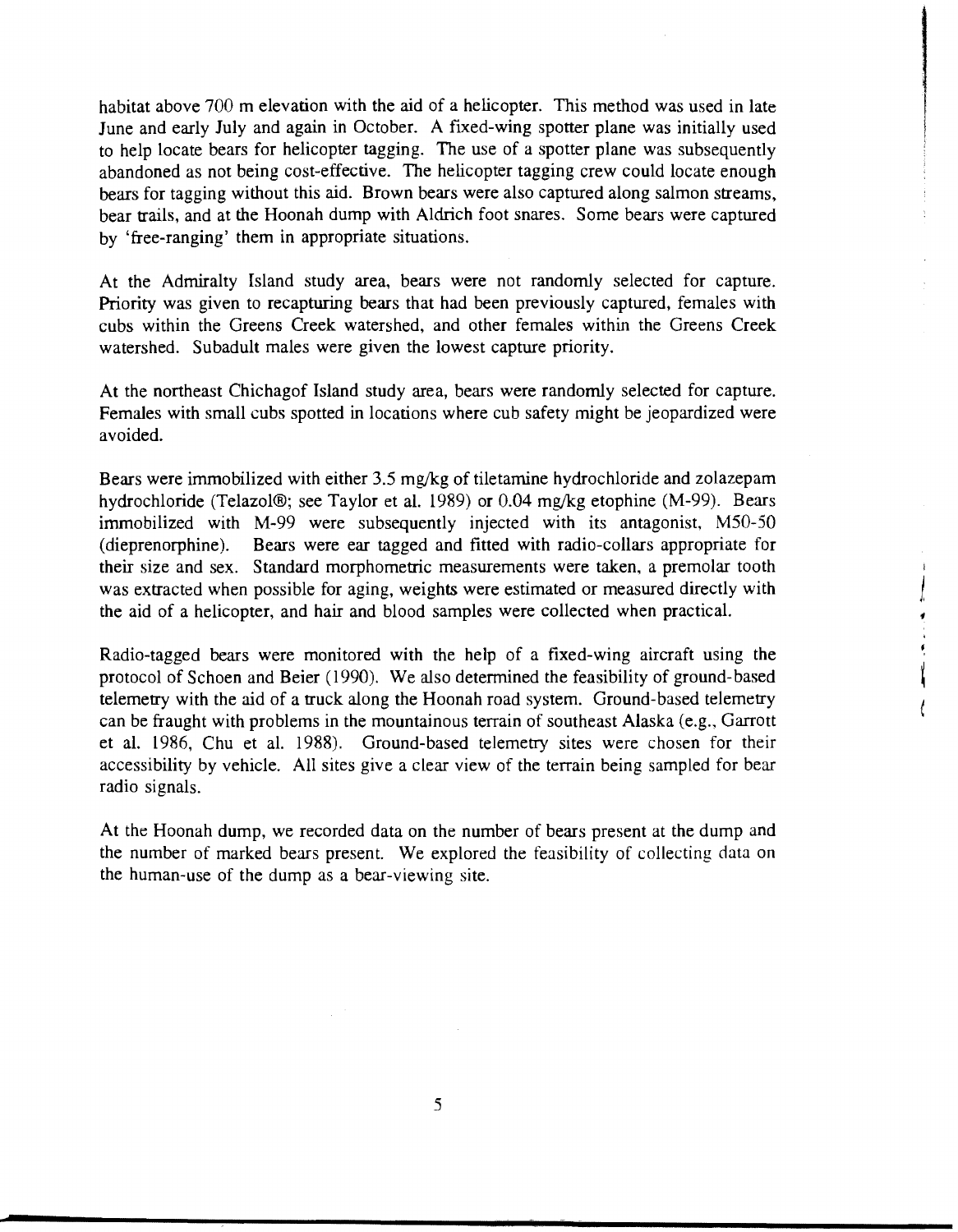habitat above 700 m elevation with the aid of a helicopter. This method was used in late June and early July and again in October. A fixed-wing spotter plane was initially used to help locate bears for helicopter tagging. The use of a spotter plane was subsequently abandoned as not being cost-effective. The helicopter tagging crew could locate enough bears for tagging without this aid. Brown bears were also captured along salmon streams, bear trails, and at the Hoonah dump with Aldrich foot snares. Some bears were captured by 'free-ranging' them in appropriate situations.

At the Admiralty Island study area, bears were not randomly selected for capture. Priority was given to recapturing bears that had been previously captured, females with cubs within the Greens Creek watershed, and other females within the Greens Creek watershed. Subadult males were given the lowest capture priority.

At the northeast Chichagof Island study area, bears were randomly selected for capture. Females with small cubs spotted in locations where cub safety might be jeopardized were avoided.

Bears were immobilized with either 3.5 mg/kg of tiletamine hydrochloride and zolazepam hydrochloride (Telazol®; see Taylor et al. 1989) or 0.04 mg/kg etophine (M-99). Bears immobilized with M-99 were subsequently injected with its antagonist, M50-50 (dieprenorphine). Bears were ear tagged and fitted with radio-collars appropriate for their size and sex. Standard morphometric measurements were taken, a premolar tooth was extracted when possible for aging, weights were estimated or measured directly with the aid of a helicopter, and hair and blood samples were collected when practical.

Radio-tagged bears were monitored with the help of a fixed-wing aircraft using the protocol of Schoen and Beier (1990). We also determined the feasibility of ground-based telemetry with the aid of a truck along the Hoonah road system. Ground-based telemetry can be fraught with problems in the mountainous terrain of southeast Alaska (e.g., Garrott et al. 1986, Chu et al. 1988). Ground-based telemetry sites were chosen for their accessibility by vehicle. All sites give a clear view of the terrain being sampled for bear radio signals.

At the Hoonah dump, we recorded data on the number of bears present at the dump and the number of marked bears present. We explored the feasibility of collecting data on the human-use of the dump as a bear-viewing site.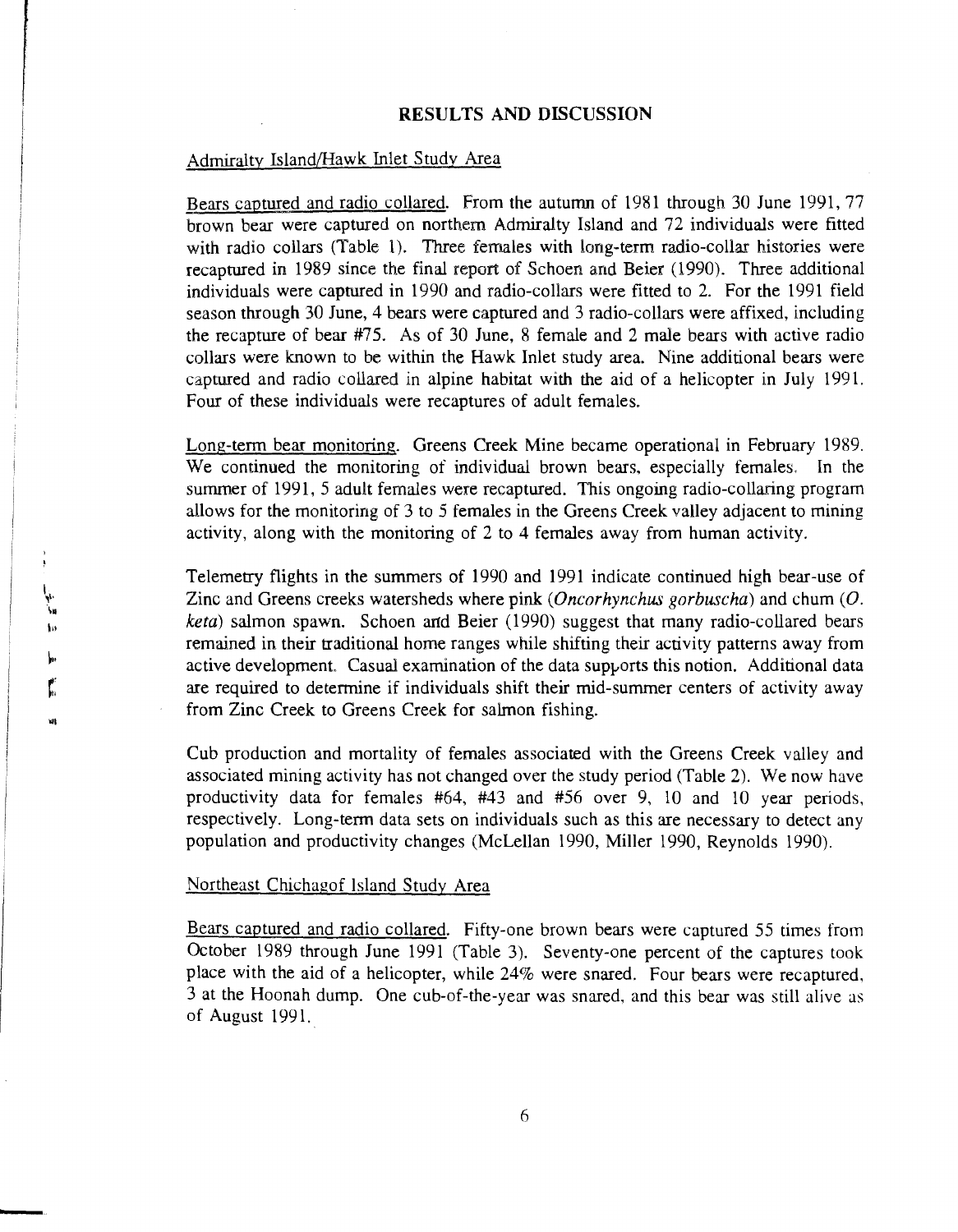## RESULTS AND DISCUSSION

### Admiralty Island/Hawk Inlet Study Area

Bears captured and radio collared. From the autumn of 1981 through 30 June 1991, 77 brown bear were captured on northern Admiralty Island and 72 individuals were fitted with radio collars (Table 1). Three females with long-term radio-collar histories were recaptured in 1989 since the final report of Schoen and Beier (1990). Three additional individuals were captured in 1990 and radio-collars were fitted to 2. For the 1991 field season through 30 June, 4 bears were captured and 3 radio-collars were affixed, including the recapture of bear #75. As of 30 June, 8 female and 2 male bears with active radio collars were known to be within the Hawk Inlet study area. Nine additional bears were captured and radio collared in alpine habitat with the aid of a helicopter in July 1991. Four of these individuals were recaptures of adult females.

Long-term bear monitoring. Greens Creek Mine became operational in February 1989. We continued the monitoring of individual brown bears, especially females. In the summer of 1991, 5 adult females were recaptured. This ongoing radio-collaring program allows for the monitoring of 3 to 5 females in the Greens Creek valley adjacent to mining activity, along with the monitoring of 2 to 4 females away from human activity.

Telemetry flights in the summers of 1990 and 1991 indicate continued high bear-use of Zinc and Greens creeks watersheds where pink (*Oncorhynchus gorbuscha*) and chum (*O. keta*) salmon spawn. Schoen and Beier (1990) suggest that many radio-collared bears remained in their traditional home ranges while shifting their activity patterns away from active development. Casual examination of the data supports this notion. Additional data are required to determine if individuals shift their mid-summer centers of activity away from Zinc Creek to Greens Creek for salmon fishing.

Cub production and mortality of females associated with the Greens Creek valley and associated mining activity has not changed over the study period (Table 2). We now have productivity data for females #64, #43 and #56 over 9, 10 and 10 year periods, respectively. Long-term data sets on individuals such as this are necessary to detect any population and productivity changes (McLellan 1990, Miller 1990, Reynolds 1990).

### Northeast Chichagof Island Study Area

Bears captured and radio collared. Fifty-one brown bears were captured 55 times from October 1989 through June 1991 (Table 3). Seventy-one percent of the captures took place with the aid of a helicopter, while 24% were snared. Four bears were recaptured, 3 at the Hoonah dump. One cub-of-the-year was snared, and this bear was still alive as of August 1991.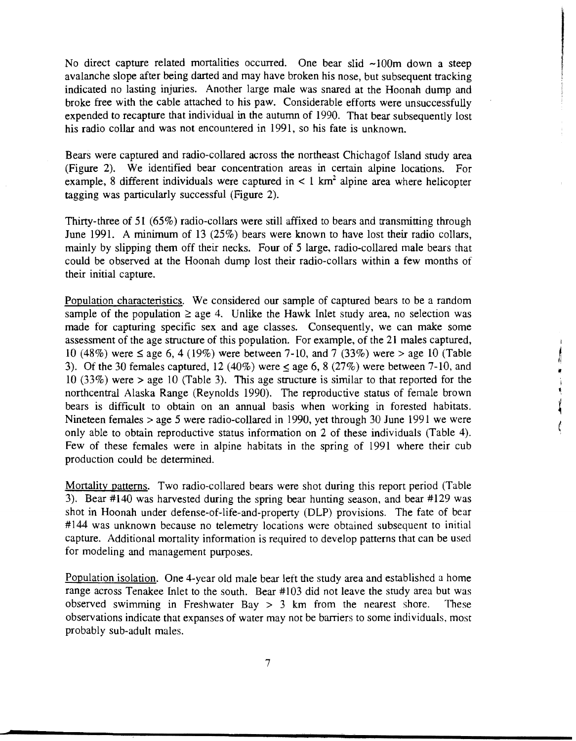No direct capture related mortalities occurred. One bear slid ~100m down a steep avalanche slope after being darted and may have broken his nose, but subsequent tracking indicated no lasting injuries. Another large male was snared at the Hoonah dump and broke free with the cable attached to his paw. Considerable efforts were unsuccessfully expended to recapture that individual in the autumn of 1990. That bear subsequently lost his radio collar and was not encountered in 1991, so his fate is unknown.

Bears were captured and radio-collared across the northeast Chichagof Island study area (Figure 2). We identified bear concentration areas in certain alpine locations. For example, 8 different individuals were captured in < 1 km$^2$ alpine area where helicopter tagging was particularly successful (Figure 2).

Thirty-three of 51 (65%) radio-collars were still affixed to bears and transmitting through June 1991. A minimum of 13 (25%) bears were known to have lost their radio collars, mainly by slipping them off their necks. Four of 5 large, radio-collared male bears that could be observed at the Hoonah dump lost their radio-collars within a few months of their initial capture.

<u>Population characteristics</u>. We considered our sample of captured bears to be a random sample of the population ≥ age 4. Unlike the Hawk Inlet study area, no selection was made for capturing specific sex and age classes. Consequently, we can make some assessment of the age structure of this population. For example, of the 21 males captured, 10 (48%) were ≤ age 6, 4 (19%) were between 7-10, and 7 (33%) were > age 10 (Table 3). Of the 30 females captured, 12 (40%) were ≤ age 6, 8 (27%) were between 7-10, and 10 (33%) were > age 10 (Table 3). This age structure is similar to that reported for the northcentral Alaska Range (Reynolds 1990). The reproductive status of female brown bears is difficult to obtain on an annual basis when working in forested habitats. Nineteen females > age 5 were radio-collared in 1990, yet through 30 June 1991 we were only able to obtain reproductive status information on 2 of these individuals (Table 4). Few of these females were in alpine habitats in the spring of 1991 where their cub production could be determined.

<u>Mortality patterns</u>. Two radio-collared bears were shot during this report period (Table 3). Bear #140 was harvested during the spring bear hunting season, and bear #129 was shot in Hoonah under defense-of-life-and-property (DLP) provisions. The fate of bear #144 was unknown because no telemetry locations were obtained subsequent to initial capture. Additional mortality information is required to develop patterns that can be used for modeling and management purposes.

<u>Population isolation</u>. One 4-year old male bear left the study area and established a home range across Tenakee Inlet to the south. Bear #103 did not leave the study area but was observed swimming in Freshwater Bay > 3 km from the nearest shore. These observations indicate that expanses of water may not be barriers to some individuals, most probably sub-adult males.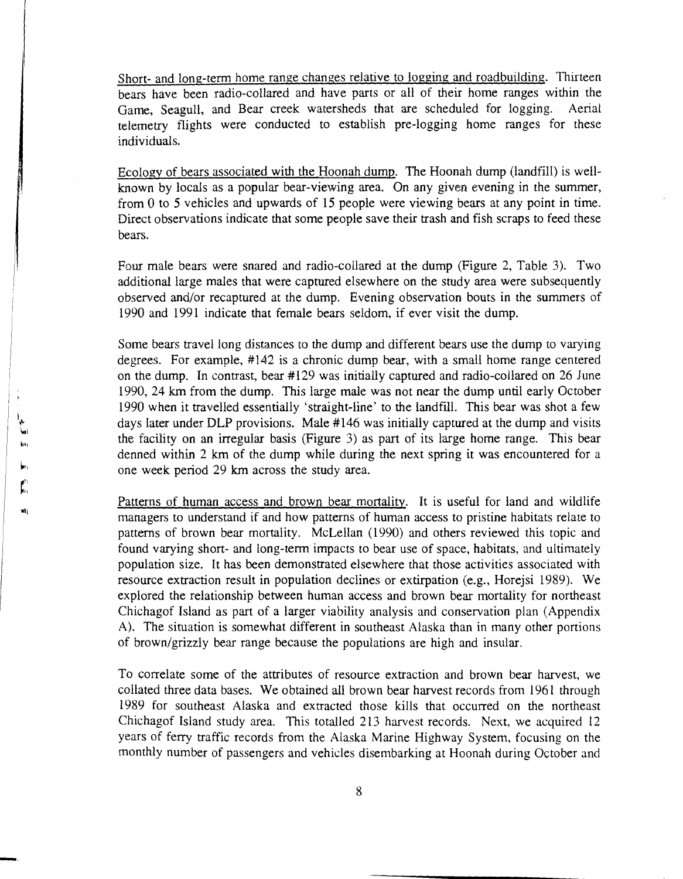Short- and long-term home range changes relative to logging and roadbuilding. Thirteen bears have been radio-collared and have parts or all of their home ranges within the Game, Seagull, and Bear creek watersheds that are scheduled for logging. Aerial telemetry flights were conducted to establish pre-logging home ranges for these individuals.

Ecology of bears associated with the Hoonah dump. The Hoonah dump (landfill) is well-known by locals as a popular bear-viewing area. On any given evening in the summer, from 0 to 5 vehicles and upwards of 15 people were viewing bears at any point in time. Direct observations indicate that some people save their trash and fish scraps to feed these bears.

Four male bears were snared and radio-collared at the dump (Figure 2, Table 3). Two additional large males that were captured elsewhere on the study area were subsequently observed and/or recaptured at the dump. Evening observation bouts in the summers of 1990 and 1991 indicate that female bears seldom, if ever visit the dump.

Some bears travel long distances to the dump and different bears use the dump to varying degrees. For example, #142 is a chronic dump bear, with a small home range centered on the dump. In contrast, bear #129 was initially captured and radio-collared on 26 June 1990, 24 km from the dump. This large male was not near the dump until early October 1990 when it travelled essentially 'straight-line' to the landfill. This bear was shot a few days later under DLP provisions. Male #146 was initially captured at the dump and visits the facility on an irregular basis (Figure 3) as part of its large home range. This bear denned within 2 km of the dump while during the next spring it was encountered for a one week period 29 km across the study area.

Patterns of human access and brown bear mortality. It is useful for land and wildlife managers to understand if and how patterns of human access to pristine habitats relate to patterns of brown bear mortality. McLellan (1990) and others reviewed this topic and found varying short- and long-term impacts to bear use of space, habitats, and ultimately population size. It has been demonstrated elsewhere that those activities associated with resource extraction result in population declines or extirpation (e.g., Horejsi 1989). We explored the relationship between human access and brown bear mortality for northeast Chichagof Island as part of a larger viability analysis and conservation plan (Appendix A). The situation is somewhat different in southeast Alaska than in many other portions of brown/grizzly bear range because the populations are high and insular.

To correlate some of the attributes of resource extraction and brown bear harvest, we collated three data bases. We obtained all brown bear harvest records from 1961 through 1989 for southeast Alaska and extracted those kills that occurred on the northeast Chichagof Island study area. This totalled 213 harvest records. Next, we acquired 12 years of ferry traffic records from the Alaska Marine Highway System, focusing on the monthly number of passengers and vehicles disembarking at Hoonah during October and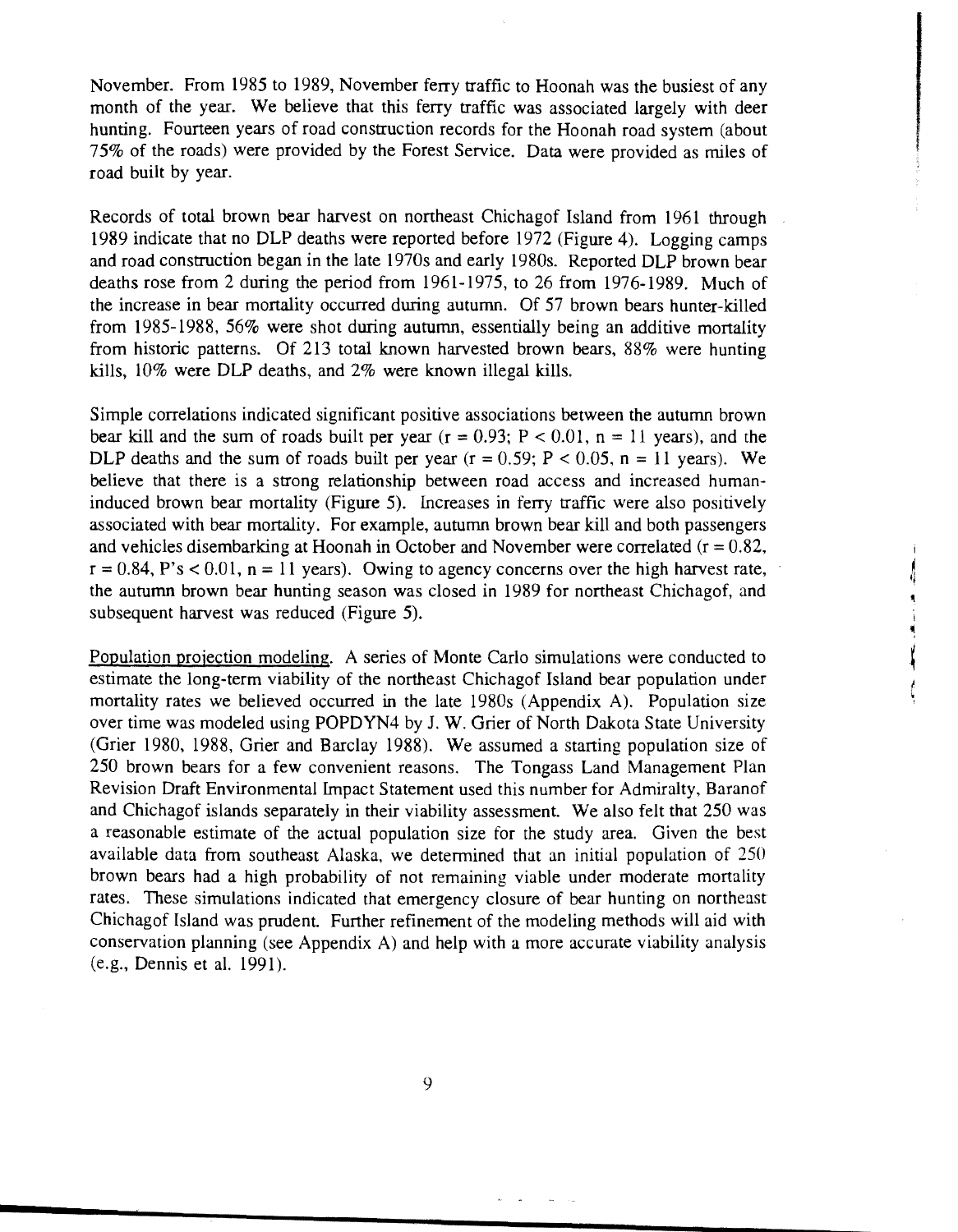November. From 1985 to 1989, November ferry traffic to Hoonah was the busiest of any month of the year. We believe that this ferry traffic was associated largely with deer hunting. Fourteen years of road construction records for the Hoonah road system (about 75% of the roads) were provided by the Forest Service. Data were provided as miles of road built by year.

Records of total brown bear harvest on northeast Chichagof Island from 1961 through 1989 indicate that no DLP deaths were reported before 1972 (Figure 4). Logging camps and road construction began in the late 1970s and early 1980s. Reported DLP brown bear deaths rose from 2 during the period from 1961-1975, to 26 from 1976-1989. Much of the increase in bear mortality occurred during autumn. Of 57 brown bears hunter-killed from 1985-1988, 56% were shot during autumn, essentially being an additive mortality from historic patterns. Of 213 total known harvested brown bears, 88% were hunting kills, 10% were DLP deaths, and 2% were known illegal kills.

Simple correlations indicated significant positive associations between the autumn brown bear kill and the sum of roads built per year ($r = 0.93$; $P < 0.01$, $n = 11$ years), and the DLP deaths and the sum of roads built per year ($r = 0.59$; $P < 0.05$, $n = 11$ years). We believe that there is a strong relationship between road access and increased human-induced brown bear mortality (Figure 5). Increases in ferry traffic were also positively associated with bear mortality. For example, autumn brown bear kill and both passengers and vehicles disembarking at Hoonah in October and November were correlated ($r = 0.82$, $r = 0.84$, P's $< 0.01$, $n = 11$ years). Owing to agency concerns over the high harvest rate, the autumn brown bear hunting season was closed in 1989 for northeast Chichagof, and subsequent harvest was reduced (Figure 5).

Population projection modeling. A series of Monte Carlo simulations were conducted to estimate the long-term viability of the northeast Chichagof Island bear population under mortality rates we believed occurred in the late 1980s (Appendix A). Population size over time was modeled using POPDYN4 by J. W. Grier of North Dakota State University (Grier 1980, 1988, Grier and Barclay 1988). We assumed a starting population size of 250 brown bears for a few convenient reasons. The Tongass Land Management Plan Revision Draft Environmental Impact Statement used this number for Admiralty, Baranof and Chichagof islands separately in their viability assessment. We also felt that 250 was a reasonable estimate of the actual population size for the study area. Given the best available data from southeast Alaska, we determined that an initial population of 250 brown bears had a high probability of not remaining viable under moderate mortality rates. These simulations indicated that emergency closure of bear hunting on northeast Chichagof Island was prudent. Further refinement of the modeling methods will aid with conservation planning (see Appendix A) and help with a more accurate viability analysis (e.g., Dennis et al. 1991).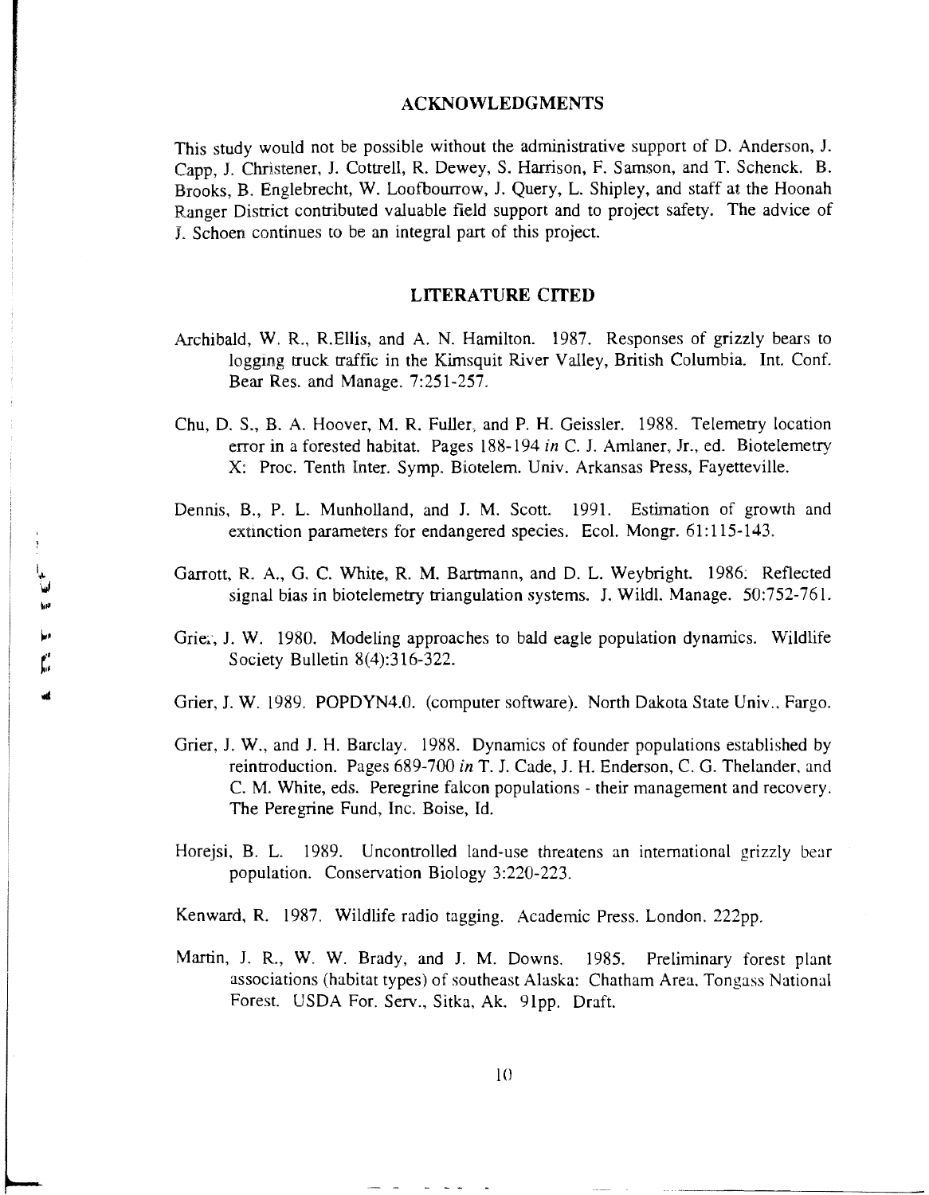## ACKNOWLEDGMENTS

This study would not be possible without the administrative support of D. Anderson, J. Capp, J. Christener, J. Cottrell, R. Dewey, S. Harrison, F. Samson, and T. Schenck. B. Brooks, B. Englebrecht, W. Loofbourrow, J. Query, L. Shipley, and staff at the Hoonah Ranger District contributed valuable field support and to project safety. The advice of J. Schoen continues to be an integral part of this project.

## LITERATURE CITED

Archibald, W. R., R.Ellis, and A. N. Hamilton. 1987. Responses of grizzly bears to logging truck traffic in the Kimsquit River Valley, British Columbia. Int. Conf. Bear Res. and Manage. 7:251-257.

Chu, D. S., B. A. Hoover, M. R. Fuller, and P. H. Geissler. 1988. Telemetry location error in a forested habitat. Pages 188-194 *in* C. J. Amlaner, Jr., ed. Biotelemetry X: Proc. Tenth Inter. Symp. Biotelem. Univ. Arkansas Press, Fayetteville.

Dennis, B., P. L. Munholland, and J. M. Scott. 1991. Estimation of growth and extinction parameters for endangered species. Ecol. Mongr. 61:115-143.

Garrott, R. A., G. C. White, R. M. Bartmann, and D. L. Weybright. 1986. Reflected signal bias in biotelemetry triangulation systems. J. Wildl. Manage. 50:752-761.

Grier, J. W. 1980. Modeling approaches to bald eagle population dynamics. Wildlife Society Bulletin 8(4):316-322.

Grier, J. W. 1989. POPDYN4.0. (computer software). North Dakota State Univ., Fargo.

Grier, J. W., and J. H. Barclay. 1988. Dynamics of founder populations established by reintroduction. Pages 689-700 *in* T. J. Cade, J. H. Enderson, C. G. Thelander, and C. M. White, eds. Peregrine falcon populations - their management and recovery. The Peregrine Fund, Inc. Boise, Id.

Horejsi, B. L. 1989. Uncontrolled land-use threatens an international grizzly bear population. Conservation Biology 3:220-223.

Kenward, R. 1987. Wildlife radio tagging. Academic Press. London. 222pp.

Martin, J. R., W. W. Brady, and J. M. Downs. 1985. Preliminary forest plant associations (habitat types) of southeast Alaska: Chatham Area, Tongass National Forest. USDA For. Serv., Sitka, Ak. 91pp. Draft.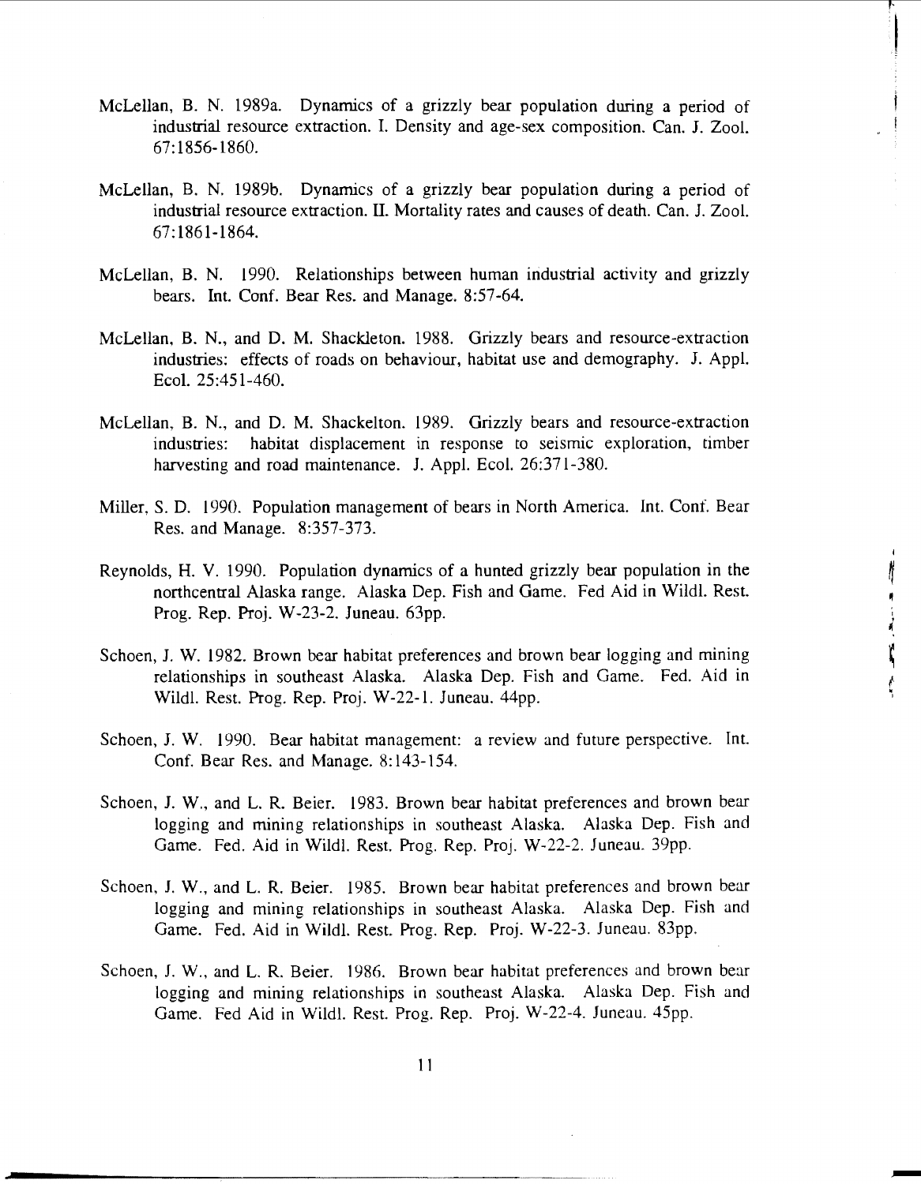McLellan, B. N. 1989a. Dynamics of a grizzly bear population during a period of industrial resource extraction. I. Density and age-sex composition. Can. J. Zool. 67:1856-1860.

McLellan, B. N. 1989b. Dynamics of a grizzly bear population during a period of industrial resource extraction. II. Mortality rates and causes of death. Can. J. Zool. 67:1861-1864.

McLellan, B. N. 1990. Relationships between human industrial activity and grizzly bears. Int. Conf. Bear Res. and Manage. 8:57-64.

McLellan, B. N., and D. M. Shackleton. 1988. Grizzly bears and resource-extraction industries: effects of roads on behaviour, habitat use and demography. J. Appl. Ecol. 25:451-460.

McLellan, B. N., and D. M. Shackelton. 1989. Grizzly bears and resource-extraction industries: habitat displacement in response to seismic exploration, timber harvesting and road maintenance. J. Appl. Ecol. 26:371-380.

Miller, S. D. 1990. Population management of bears in North America. Int. Conf. Bear Res. and Manage. 8:357-373.

Reynolds, H. V. 1990. Population dynamics of a hunted grizzly bear population in the northcentral Alaska range. Alaska Dep. Fish and Game. Fed Aid in Wildl. Rest. Prog. Rep. Proj. W-23-2. Juneau. 63pp.

Schoen, J. W. 1982. Brown bear habitat preferences and brown bear logging and mining relationships in southeast Alaska. Alaska Dep. Fish and Game. Fed. Aid in Wildl. Rest. Prog. Rep. Proj. W-22-1. Juneau. 44pp.

Schoen, J. W. 1990. Bear habitat management: a review and future perspective. Int. Conf. Bear Res. and Manage. 8:143-154.

Schoen, J. W., and L. R. Beier. 1983. Brown bear habitat preferences and brown bear logging and mining relationships in southeast Alaska. Alaska Dep. Fish and Game. Fed. Aid in Wildl. Rest. Prog. Rep. Proj. W-22-2. Juneau. 39pp.

Schoen, J. W., and L. R. Beier. 1985. Brown bear habitat preferences and brown bear logging and mining relationships in southeast Alaska. Alaska Dep. Fish and Game. Fed. Aid in Wildl. Rest. Prog. Rep. Proj. W-22-3. Juneau. 83pp.

Schoen, J. W., and L. R. Beier. 1986. Brown bear habitat preferences and brown bear logging and mining relationships in southeast Alaska. Alaska Dep. Fish and Game. Fed Aid in Wildl. Rest. Prog. Rep. Proj. W-22-4. Juneau. 45pp.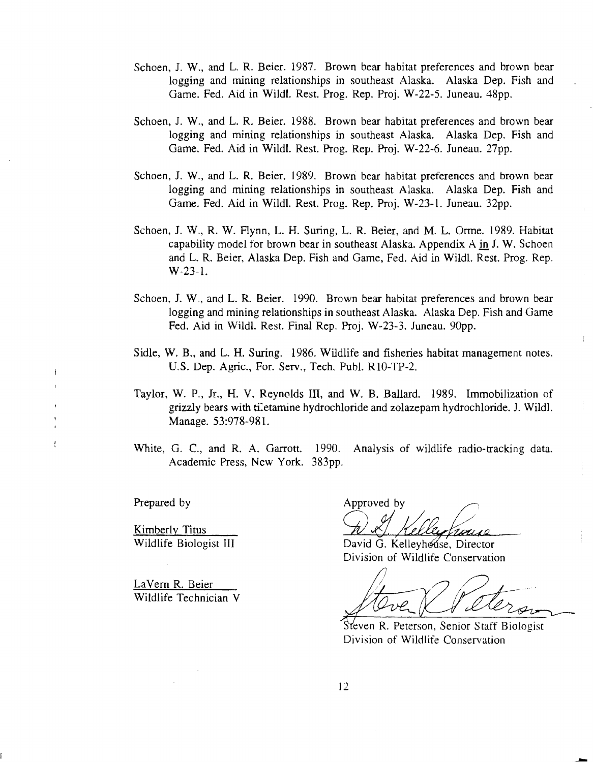Schoen, J. W., and L. R. Beier. 1987. Brown bear habitat preferences and brown bear logging and mining relationships in southeast Alaska. Alaska Dep. Fish and Game. Fed. Aid in Wildl. Rest. Prog. Rep. Proj. W-22-5. Juneau. 48pp.

Schoen, J. W., and L. R. Beier. 1988. Brown bear habitat preferences and brown bear logging and mining relationships in southeast Alaska. Alaska Dep. Fish and Game. Fed. Aid in Wildl. Rest. Prog. Rep. Proj. W-22-6. Juneau. 27pp.

Schoen, J. W., and L. R. Beier. 1989. Brown bear habitat preferences and brown bear logging and mining relationships in southeast Alaska. Alaska Dep. Fish and Game. Fed. Aid in Wildl. Rest. Prog. Rep. Proj. W-23-1. Juneau. 32pp.

Schoen, J. W., R. W. Flynn, L. H. Suring, L. R. Beier, and M. L. Orme. 1989. Habitat capability model for brown bear in southeast Alaska. Appendix A in J. W. Schoen and L. R. Beier, Alaska Dep. Fish and Game, Fed. Aid in Wildl. Rest. Prog. Rep. W-23-1.

Schoen, J. W., and L. R. Beier. 1990. Brown bear habitat preferences and brown bear logging and mining relationships in southeast Alaska. Alaska Dep. Fish and Game Fed. Aid in Wildl. Rest. Final Rep. Proj. W-23-3. Juneau. 90pp.

Sidle, W. B., and L. H. Suring. 1986. Wildlife and fisheries habitat management notes. U.S. Dep. Agric., For. Serv., Tech. Publ. R10-TP-2.

Taylor, W. P., Jr., H. V. Reynolds III, and W. B. Ballard. 1989. Immobilization of grizzly bears with tiletamine hydrochloride and zolazepam hydrochloride. J. Wildl. Manage. 53:978-981.

White, G. C., and R. A. Garrott. 1990. Analysis of wildlife radio-tracking data. Academic Press, New York. 383pp.

Prepared by

Kimberly Titus
Wildlife Biologist III

LaVern R. Beier
Wildlife Technician V

Approved by

David G. Kelleyhouse, Director
Division of Wildlife Conservation

Steven R. Peterson, Senior Staff Biologist
Division of Wildlife Conservation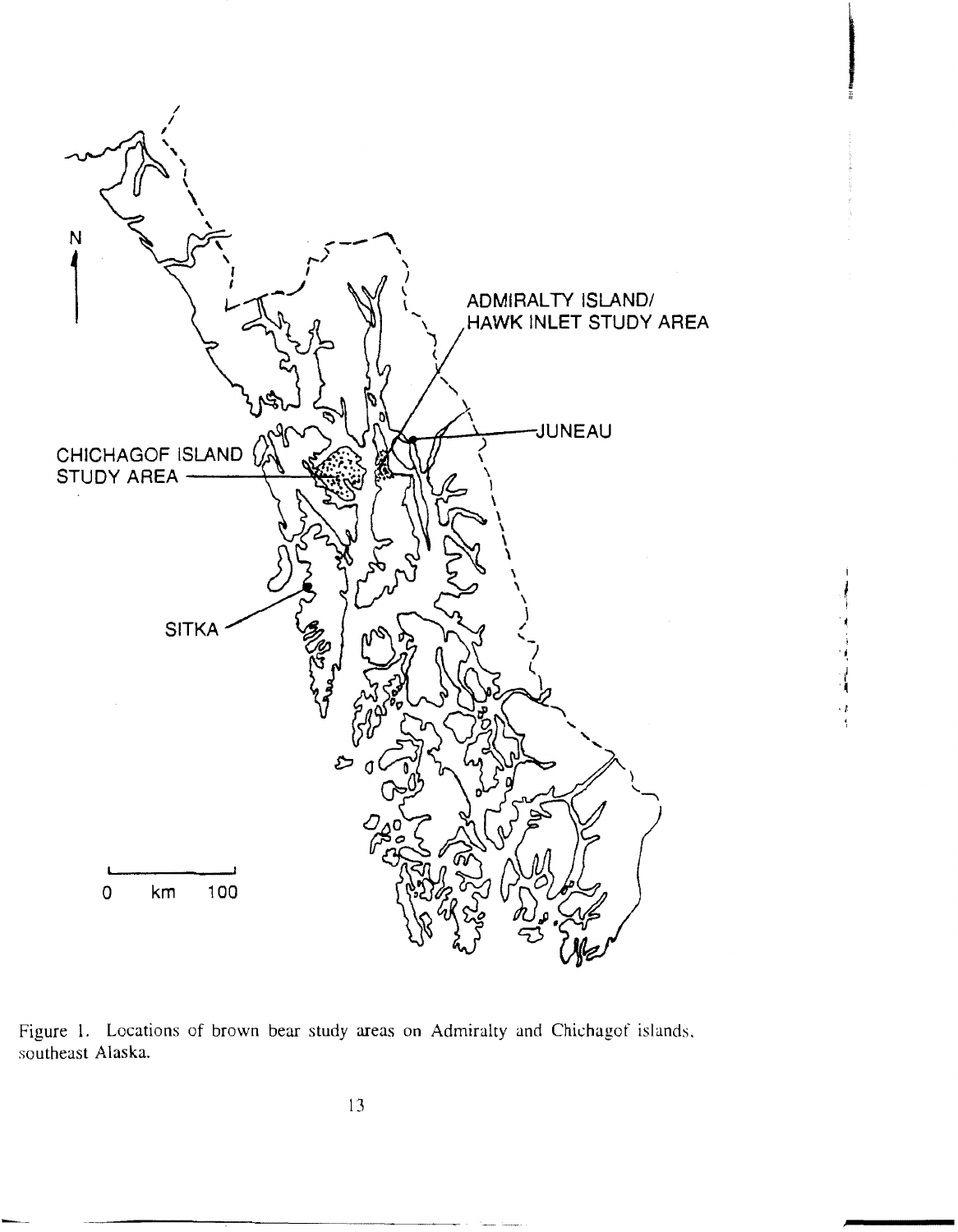Figure 1. Locations of brown bear study areas on Admiralty and Chichagof islands, southeast Alaska.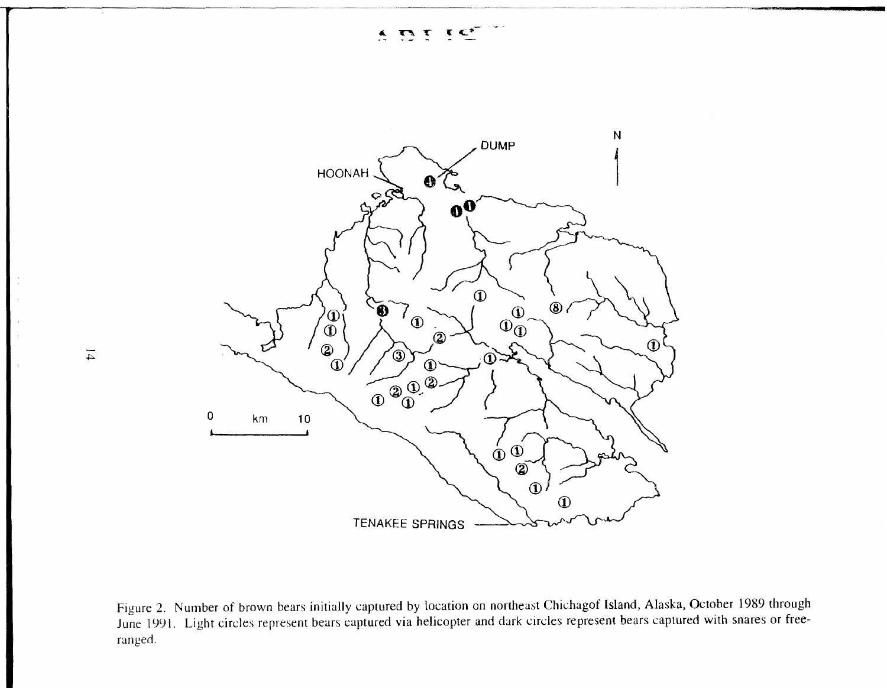Figure 2. Number of brown bears initially captured by location on northeast Chichagof Island, Alaska, October 1989 through June 1991. Light circles represent bears captured via helicopter and dark circles represent bears captured with snares or free-ranged.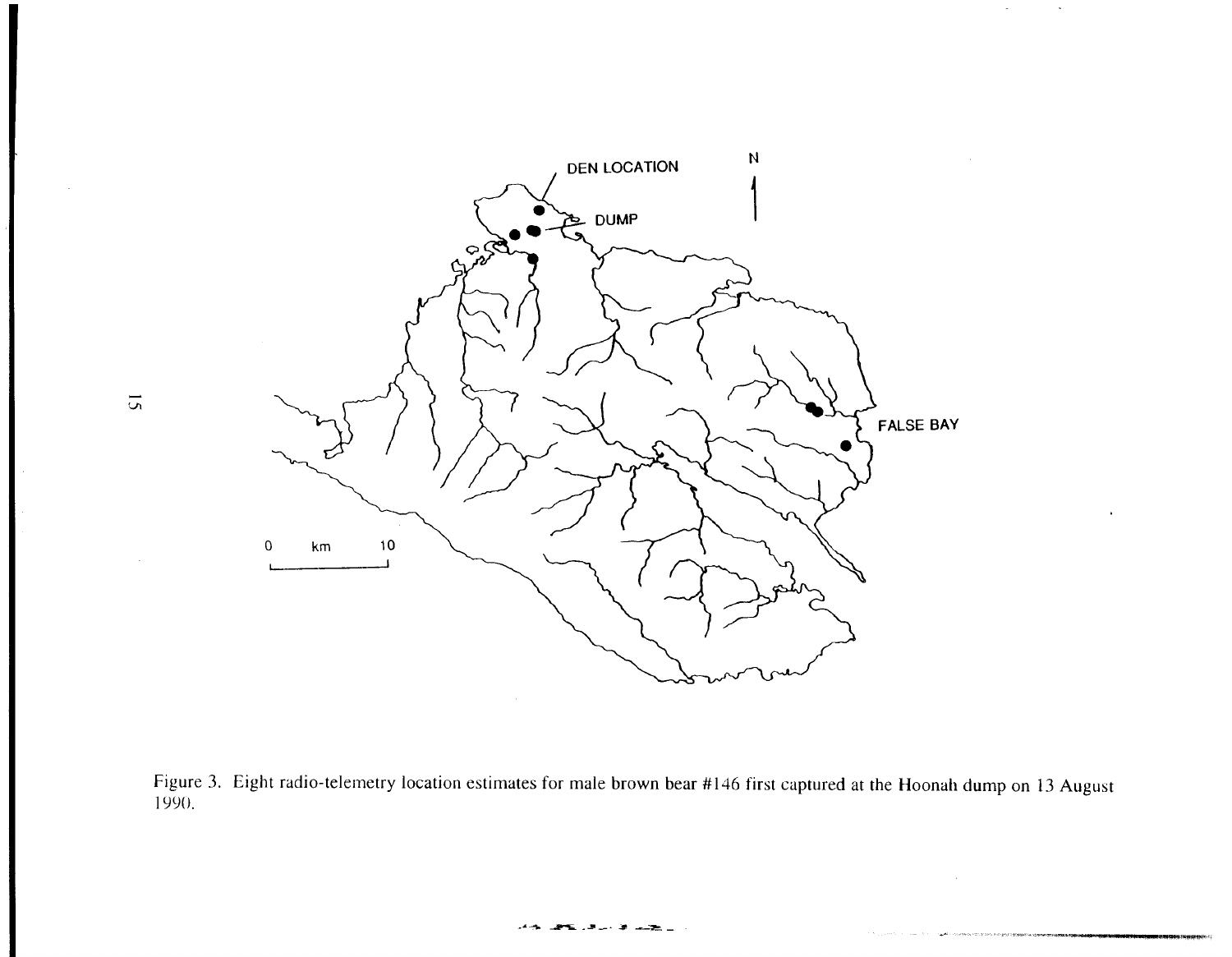Figure 3. Eight radio-telemetry location estimates for male brown bear #146 first captured at the Hoonah dump on 13 August 1990.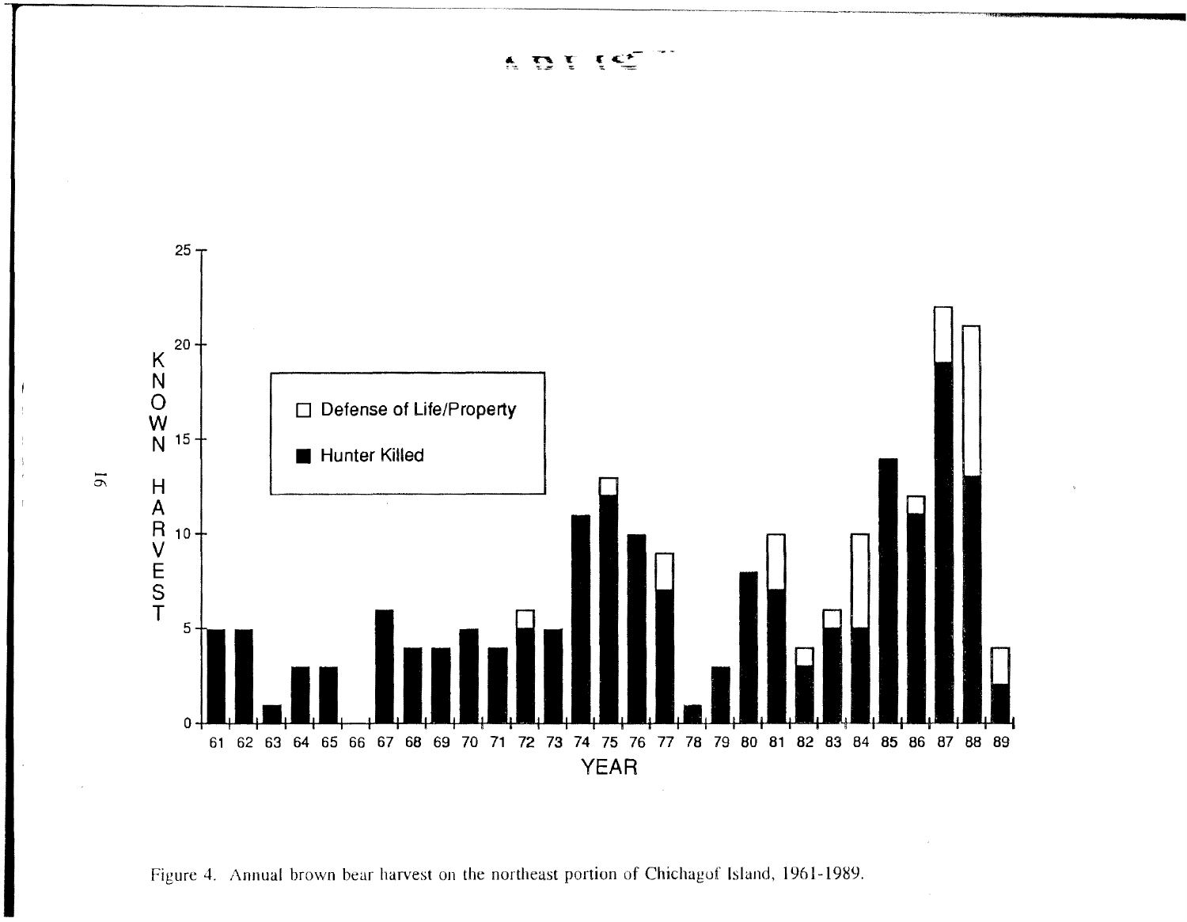Figure 4. Annual brown bear harvest on the northeast portion of Chichagof Island, 1961-1989.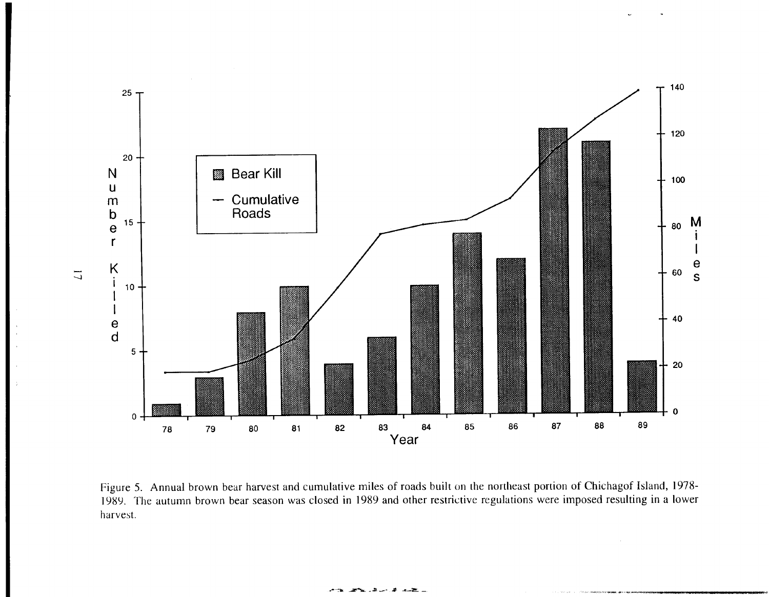Figure 5. Annual brown bear harvest and cumulative miles of roads built on the northeast portion of Chichagof Island, 1978-1989. The autumn brown bear season was closed in 1989 and other restrictive regulations were imposed resulting in a lower harvest.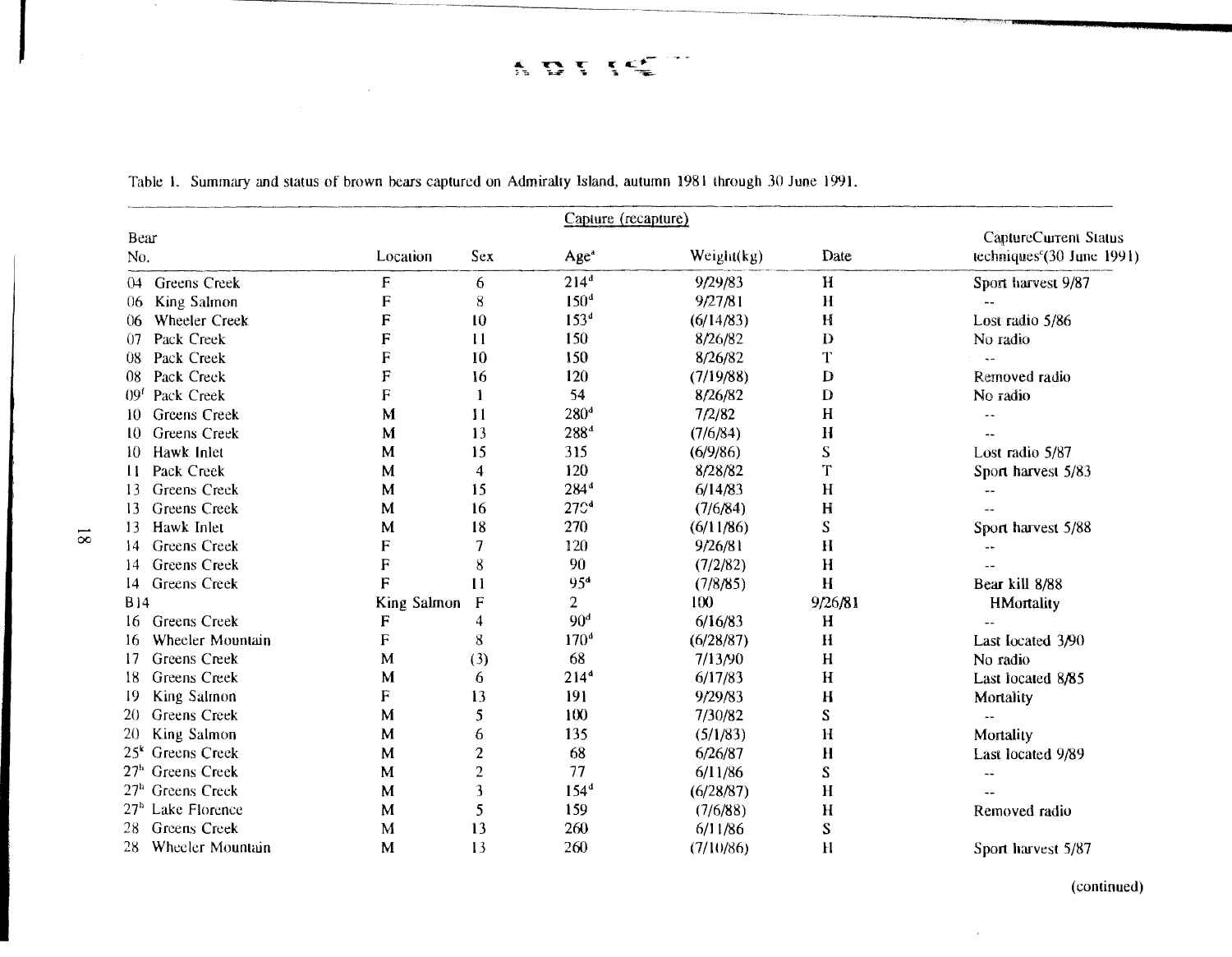Table 1. Summary and status of brown bears captured on Admiralty Island, autumn 1981 through 30 June 1991.

| Bear No. | Location | Sex | Age[a] | Weight(kg) | Capture (recapture) Date | Capture techniques[c] | Current Status (30 June 1991) |
|---|---|---|---|---|---|---|---|
| 04 | Greens Creek | F | 6 | 214[d] | 9/29/83 | H | Sport harvest 9/87 |
| 06 | King Salmon | F | 8 | 150[d] | 9/27/81 | H | -- |
| 06 | Wheeler Creek | F | 10 | 153[d] | (6/14/83) | H | Lost radio 5/86 |
| 07 | Pack Creek | F | 11 | 150 | 8/26/82 | D | No radio |
| 08 | Pack Creek | F | 10 | 150 | 8/26/82 | T | -- |
| 08 | Pack Creek | F | 16 | 120 | (7/19/88) | D | Removed radio |
| 09[f] | Pack Creek | F | 1 | 54 | 8/26/82 | D | No radio |
| 10 | Greens Creek | M | 11 | 280[d] | 7/2/82 | H | -- |
| 10 | Greens Creek | M | 13 | 288[d] | (7/6/84) | H | -- |
| 10 | Hawk Inlet | M | 15 | 315 | (6/9/86) | S | Lost radio 5/87 |
| 11 | Pack Creek | M | 4 | 120 | 8/28/82 | T | Sport harvest 5/83 |
| 13 | Greens Creek | M | 15 | 284[d] | 6/14/83 | H | -- |
| 13 | Greens Creek | M | 16 | 270[d] | (7/6/84) | H | -- |
| 13 | Hawk Inlet | M | 18 | 270 | (6/11/86) | S | Sport harvest 5/88 |
| 14 | Greens Creek | F | 7 | 120 | 9/26/81 | H | -- |
| 14 | Greens Creek | F | 8 | 90 | (7/2/82) | H | -- |
| 14 | Greens Creek | F | 11 | 95[d] | (7/8/85) | H | Bear kill 8/88 |
| B14 | King Salmon | F | 2 | 100 | 9/26/81 | H | Mortality |
| 16 | Greens Creek | F | 4 | 90[d] | 6/16/83 | H | -- |
| 16 | Wheeler Mountain | F | 8 | 170[d] | (6/28/87) | H | Last located 3/90 |
| 17 | Greens Creek | M | (3) | 68 | 7/13/90 | H | No radio |
| 18 | Greens Creek | M | 6 | 214[d] | 6/17/83 | H | Last located 8/85 |
| 19 | King Salmon | F | 13 | 191 | 9/29/83 | H | Mortality |
| 20 | Greens Creek | M | 5 | 100 | 7/30/82 | S | -- |
| 20 | King Salmon | M | 6 | 135 | (5/1/83) | H | Mortality |
| 25[k] | Greens Creek | M | 2 | 68 | 6/26/87 | H | Last located 9/89 |
| 27[h] | Greens Creek | M | 2 | 77 | 6/11/86 | S | -- |
| 27[h] | Greens Creek | M | 3 | 154[d] | (6/28/87) | H | -- |
| 27[h] | Lake Florence | M | 5 | 159 | (7/6/88) | H | Removed radio |
| 28 | Greens Creek | M | 13 | 260 | 6/11/86 | S | |
| 28 | Wheeler Mountain | M | 13 | 260 | (7/10/86) | H | Sport harvest 5/87 |

(continued)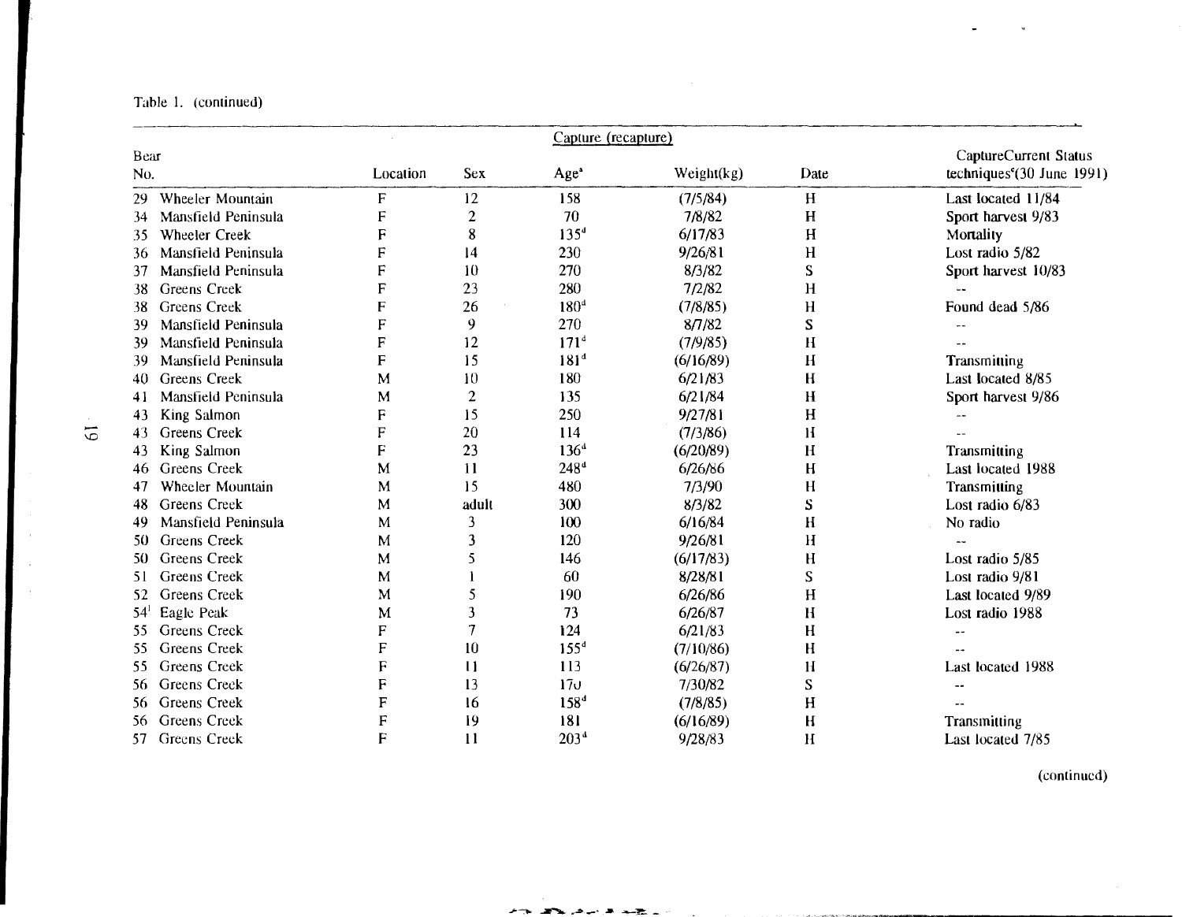Table 1. (continued)

| Bear No. | | Capture (recapture) | | | | | |
|---|---|---|---|---|---|---|---|
| | Location | Sex | Age[a] | Weight(kg) | Date | Capture techniques[c] | Current Status (30 June 1991) |
| 29 | Wheeler Mountain | F | 12 | 158 | (7/5/84) | H | Last located 11/84 |
| 34 | Mansfield Peninsula | F | 2 | 70 | 7/8/82 | H | Sport harvest 9/83 |
| 35 | Wheeler Creek | F | 8 | 135[d] | 6/17/83 | H | Mortality |
| 36 | Mansfield Peninsula | F | 14 | 230 | 9/26/81 | H | Lost radio 5/82 |
| 37 | Mansfield Peninsula | F | 10 | 270 | 8/3/82 | S | Sport harvest 10/83 |
| 38 | Greens Creek | F | 23 | 280 | 7/2/82 | H | -- |
| 38 | Greens Creek | F | 26 | 180[d] | (7/8/85) | H | Found dead 5/86 |
| 39 | Mansfield Peninsula | F | 9 | 270 | 8/7/82 | S | -- |
| 39 | Mansfield Peninsula | F | 12 | 171[d] | (7/9/85) | H | -- |
| 39 | Mansfield Peninsula | F | 15 | 181[d] | (6/16/89) | H | Transmitting |
| 40 | Greens Creek | M | 10 | 180 | 6/21/83 | H | Last located 8/85 |
| 41 | Mansfield Peninsula | M | 2 | 135 | 6/21/84 | H | Sport harvest 9/86 |
| 43 | King Salmon | F | 15 | 250 | 9/27/81 | H | -- |
| 43 | Greens Creek | F | 20 | 114 | (7/3/86) | H | -- |
| 43 | King Salmon | F | 23 | 136[d] | (6/20/89) | H | Transmitting |
| 46 | Greens Creek | M | 11 | 248[d] | 6/26/86 | H | Last located 1988 |
| 47 | Wheeler Mountain | M | 15 | 480 | 7/3/90 | H | Transmitting |
| 48 | Greens Creek | M | adult | 300 | 8/3/82 | S | Lost radio 6/83 |
| 49 | Mansfield Peninsula | M | 3 | 100 | 6/16/84 | H | No radio |
| 50 | Greens Creek | M | 3 | 120 | 9/26/81 | H | -- |
| 50 | Greens Creek | M | 5 | 146 | (6/17/83) | H | Lost radio 5/85 |
| 51 | Greens Creek | M | 1 | 60 | 8/28/81 | S | Lost radio 9/81 |
| 52 | Greens Creek | M | 5 | 190 | 6/26/86 | H | Last located 9/89 |
| 54[f] | Eagle Peak | M | 3 | 73 | 6/26/87 | H | Lost radio 1988 |
| 55 | Greens Creek | F | 7 | 124 | 6/21/83 | H | -- |
| 55 | Greens Creek | F | 10 | 155[d] | (7/10/86) | H | -- |
| 55 | Greens Creek | F | 11 | 113 | (6/26/87) | H | Last located 1988 |
| 56 | Greens Creek | F | 13 | 170 | 7/30/82 | S | -- |
| 56 | Greens Creek | F | 16 | 158[d] | (7/8/85) | H | -- |
| 56 | Greens Creek | F | 19 | 181 | (6/16/89) | H | Transmitting |
| 57 | Greens Creek | F | 11 | 203[d] | 9/28/83 | H | Last located 7/85 |

(continued)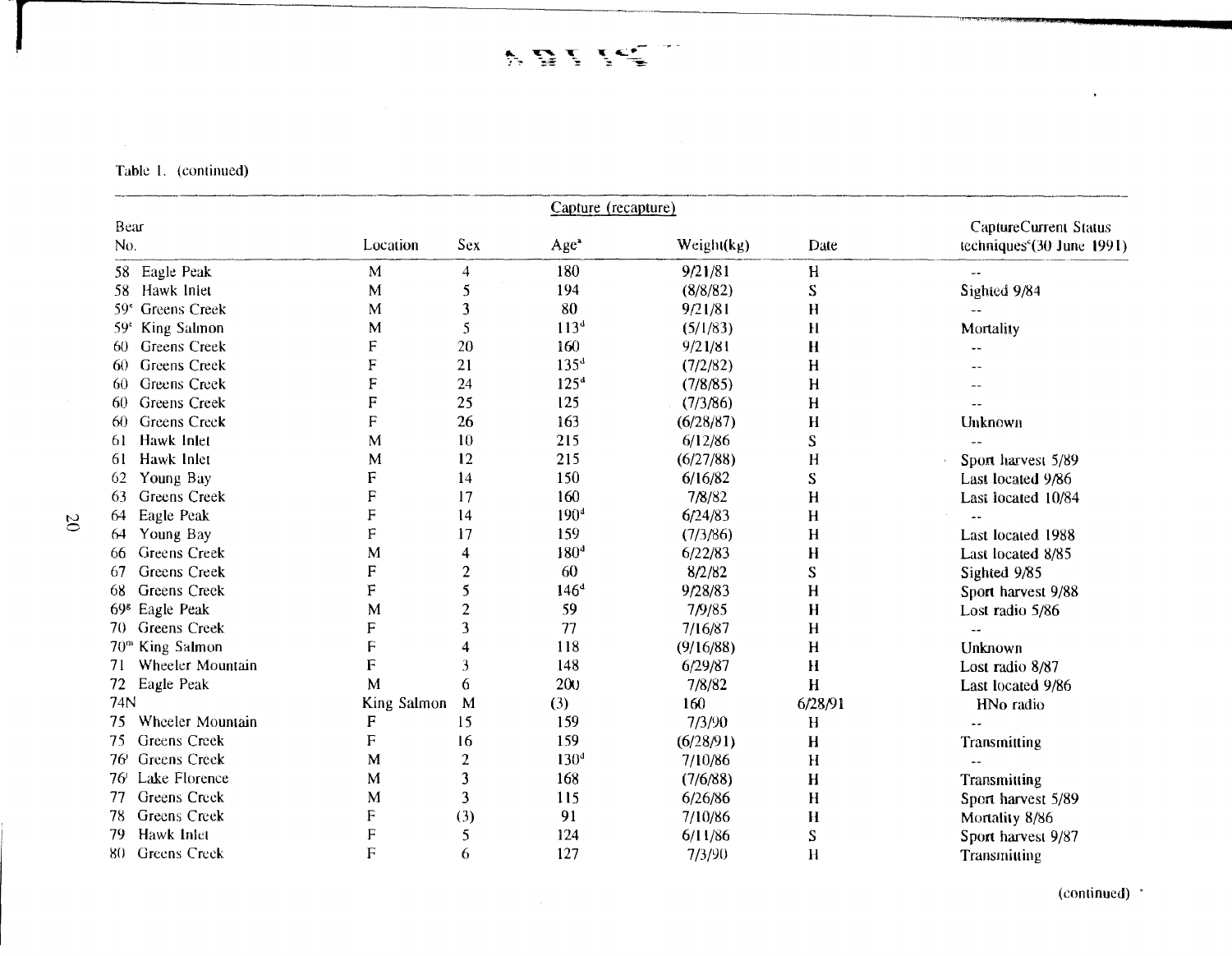Table 1. (continued)

| Bear No. | Location | Sex | Age[a] | Weight(kg) | Date | Capture techniques[c] | Current Status (30 June 1991) |
|---|---|---|---|---|---|---|---|
| | | Capture (recapture) | | | | | |
| 58 | Eagle Peak | M | 4 | 180 | 9/21/81 | H | -- |
| 58 | Hawk Inlet | M | 5 | 194 | (8/8/82) | S | Sighted 9/84 |
| 59[e] | Greens Creek | M | 3 | 80 | 9/21/81 | H | -- |
| 59[e] | King Salmon | M | 5 | 113[d] | (5/1/83) | H | Mortality |
| 60 | Greens Creek | F | 20 | 160 | 9/21/81 | H | -- |
| 60 | Greens Creek | F | 21 | 135[d] | (7/2/82) | H | -- |
| 60 | Greens Creek | F | 24 | 125[d] | (7/8/85) | H | -- |
| 60 | Greens Creek | F | 25 | 125 | (7/3/86) | H | -- |
| 60 | Greens Creek | F | 26 | 163 | (6/28/87) | H | Unknown |
| 61 | Hawk Inlet | M | 10 | 215 | 6/12/86 | S | -- |
| 61 | Hawk Inlet | M | 12 | 215 | (6/27/88) | H | Sport harvest 5/89 |
| 62 | Young Bay | F | 14 | 150 | 6/16/82 | S | Last located 9/86 |
| 63 | Greens Creek | F | 17 | 160 | 7/8/82 | H | Last located 10/84 |
| 64 | Eagle Peak | F | 14 | 190[d] | 6/24/83 | H | -- |
| 64 | Young Bay | F | 17 | 159 | (7/3/86) | H | Last located 1988 |
| 66 | Greens Creek | M | 4 | 180[d] | 6/22/83 | H | Last located 8/85 |
| 67 | Greens Creek | F | 2 | 60 | 8/2/82 | S | Sighted 9/85 |
| 68 | Greens Creek | F | 5 | 146[d] | 9/28/83 | H | Sport harvest 9/88 |
| 69[g] | Eagle Peak | M | 2 | 59 | 7/9/85 | H | Lost radio 5/86 |
| 70 | Greens Creek | F | 3 | 77 | 7/16/87 | H | -- |
| 70[m] | King Salmon | F | 4 | 118 | (9/16/88) | H | Unknown |
| 71 | Wheeler Mountain | F | 3 | 148 | 6/29/87 | H | Lost radio 8/87 |
| 72 | Eagle Peak | M | 6 | 200 | 7/8/82 | H | Last located 9/86 |
| 74N | King Salmon | M | (3) | 160 | 6/28/91 | H | No radio |
| 75 | Wheeler Mountain | F | 15 | 159 | 7/3/90 | H | -- |
| 75 | Greens Creek | F | 16 | 159 | (6/28/91) | H | Transmitting |
| 76[j] | Greens Creek | M | 2 | 130[d] | 7/10/86 | H | -- |
| 76[j] | Lake Florence | M | 3 | 168 | (7/6/88) | H | Transmitting |
| 77 | Greens Creek | M | 3 | 115 | 6/26/86 | H | Sport harvest 5/89 |
| 78 | Greens Creek | F | (3) | 91 | 7/10/86 | H | Mortality 8/86 |
| 79 | Hawk Inlet | F | 5 | 124 | 6/11/86 | S | Sport harvest 9/87 |
| 80 | Greens Creek | F | 6 | 127 | 7/3/90 | H | Transmitting |

(continued)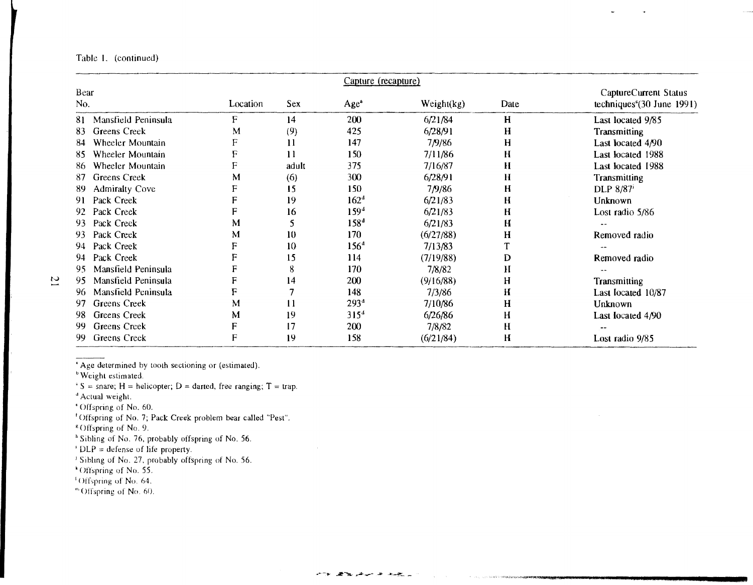Table 1. (continued)

| | | | Capture (recapture) | | | | |
|---|---|---|---|---|---|---|---|
| Bear No. | Location | Sex | Age[a] | Weight(kg) | Date | Capture techniques[c] | Current Status (30 June 1991) |
| 81 | Mansfield Peninsula | F | 14 | 200 | 6/21/84 | H | Last located 9/85 |
| 83 | Greens Creek | M | (9) | 425 | 6/28/91 | H | Transmitting |
| 84 | Wheeler Mountain | F | 11 | 147 | 7/9/86 | H | Last located 4/90 |
| 85 | Wheeler Mountain | F | 11 | 150 | 7/11/86 | H | Last located 1988 |
| 86 | Wheeler Mountain | F | adult | 375 | 7/16/87 | H | Last located 1988 |
| 87 | Greens Creek | M | (6) | 300 | 6/28/91 | H | Transmitting |
| 89 | Admiralty Cove | F | 15 | 150 | 7/9/86 | H | DLP 8/87[i] |
| 91 | Pack Creek | F | 19 | 162[d] | 6/21/83 | H | Unknown |
| 92 | Pack Creek | F | 16 | 159[d] | 6/21/83 | H | Lost radio 5/86 |
| 93 | Pack Creek | M | 5 | 158[d] | 6/21/83 | H | -- |
| 93 | Pack Creek | M | 10 | 170 | (6/27/88) | H | Removed radio |
| 94 | Pack Creek | F | 10 | 156[d] | 7/13/83 | T | -- |
| 94 | Pack Creek | F | 15 | 114 | (7/19/88) | D | Removed radio |
| 95 | Mansfield Peninsula | F | 8 | 170 | 7/8/82 | H | -- |
| 95 | Mansfield Peninsula | F | 14 | 200 | (9/16/88) | H | Transmitting |
| 96 | Mansfield Peninsula | F | 7 | 148 | 7/3/86 | H | Last located 10/87 |
| 97 | Greens Creek | M | 11 | 293[d] | 7/10/86 | H | Unknown |
| 98 | Greens Creek | M | 19 | 315[d] | 6/26/86 | H | Last located 4/90 |
| 99 | Greens Creek | F | 17 | 200 | 7/8/82 | H | -- |
| 99 | Greens Creek | F | 19 | 158 | (6/21/84) | H | Lost radio 9/85 |

[a] Age determined by tooth sectioning or (estimated).
[b] Weight estimated.
[c] S = snare; H = helicopter; D = darted, free ranging; T = trap.
[d] Actual weight.
[e] Offspring of No. 60.
[f] Offspring of No. 7; Pack Creek problem bear called "Pest".
[g] Offspring of No. 9.
[h] Sibling of No. 76, probably offspring of No. 56.
[i] DLP = defense of life property.
[j] Sibling of No. 27, probably offspring of No. 56.
[k] Offspring of No. 55.
[l] Offspring of No. 64.
[m] Offspring of No. 60.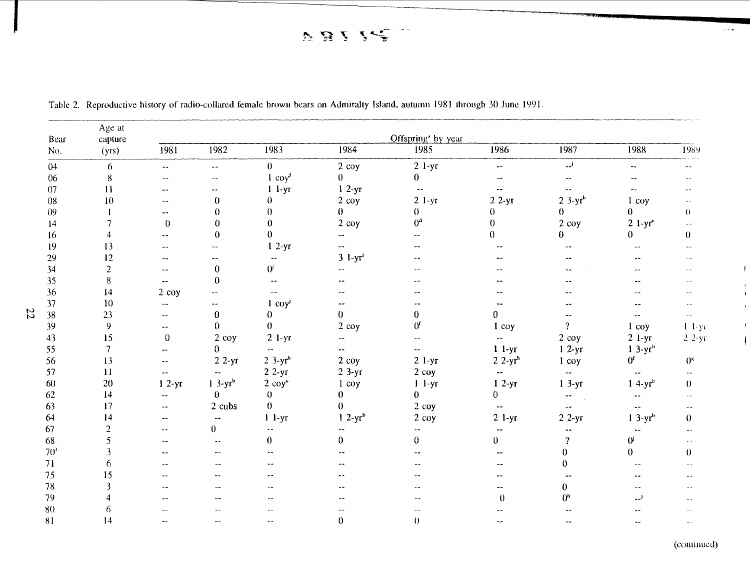Table 2. Reproductive history of radio-collared female brown bears on Admiralty Island, autumn 1981 through 30 June 1991.

| Bear No. | Age at capture (yrs) | Offspring[a] by year | | | | | | | | |
|---|---|---|---|---|---|---|---|---|---|---|
| | | 1981 | 1982 | 1983 | 1984 | 1985 | 1986 | 1987 | 1988 | 1989 |
| 04 | 6 | -- | -- | 0 | 2 coy | 2 1-yr | -- | --[j] | -- | -- |
| 06 | 8 | -- | -- | 1 coy[f] | 0 | 0 | -- | -- | -- | -- |
| 07 | 11 | -- | -- | 1 1-yr | 1 2-yr | -- | -- | -- | -- | -- |
| 08 | 10 | -- | 0 | 0 | 2 coy | 2 1-yr | 2 2-yr | 2 3-yr[b] | 1 coy | -- |
| 09 | 1 | -- | 0 | 0 | 0 | 0 | 0 | 0 | 0 | 0 |
| 14 | 7 | 0 | 0 | 0 | 2 coy | 0[d] | 0 | 2 coy | 2 1-yr[e] | -- |
| 16 | 4 | -- | 0 | 0 | -- | -- | 0 | 0 | 0 | 0 |
| 19 | 13 | -- | -- | 1 2-yr | -- | -- | -- | -- | -- | -- |
| 29 | 12 | -- | -- | -- | 3 1-yr[i] | -- | -- | -- | -- | -- |
| 34 | 2 | -- | 0 | 0[j] | -- | -- | -- | -- | -- | -- |
| 35 | 8 | -- | 0 | -- | -- | -- | -- | -- | -- | -- |
| 36 | 14 | 2 coy | -- | -- | -- | -- | -- | -- | -- | -- |
| 37 | 10 | -- | -- | 1 coy[j] | -- | -- | -- | -- | -- | -- |
| 38 | 23 | -- | 0 | 0 | 0 | 0 | 0 | -- | -- | -- |
| 39 | 9 | -- | 0 | 0 | 2 coy | 0[f] | 1 coy | ? | 1 coy | 1 1-yr |
| 43 | 15 | 0 | 2 coy | 2 1-yr | -- | -- | -- | 2 coy | 2 1-yr | 2 2-yr |
| 55 | 7 | -- | 0 | -- | -- | -- | 1 1-yr | 1 2-yr | 1 3-yr[b] | |
| 56 | 13 | -- | 2 2-yr | 2 3-yr[b] | 2 coy | 2 1-yr | 2 2-yr[b] | 1 coy | 0[f] | 0[g] |
| 57 | 11 | -- | -- | 2 2-yr | 2 3-yr | 2 coy | -- | -- | -- | -- |
| 60 | 20 | 1 2-yr | 1 3-yr[b] | 2 coy[c] | 1 coy | 1 1-yr | 1 2-yr | 1 3-yr | 1 4-yr[b] | 0 |
| 62 | 14 | -- | 0 | 0 | 0 | 0 | 0 | -- | -- | -- |
| 63 | 17 | -- | 2 cubs | 0 | 0 | 2 coy | -- | -- | -- | -- |
| 64 | 14 | -- | -- | 1 1-yr | 1 2-yr[b] | 2 coy | 2 1-yr | 2 2-yr | 1 3-yr[b] | 0 |
| 67 | 2 | -- | 0 | -- | -- | -- | -- | -- | -- | -- |
| 68 | 5 | -- | -- | 0 | 0 | 0 | 0 | ? | 0[j] | -- |
| 70[l] | 3 | -- | -- | -- | -- | -- | -- | 0 | 0 | 0 |
| 71 | 6 | -- | -- | -- | -- | -- | -- | 0 | -- | -- |
| 75 | 15 | -- | -- | -- | -- | -- | -- | -- | -- | -- |
| 78 | 3 | -- | -- | -- | -- | -- | -- | 0 | -- | -- |
| 79 | 4 | -- | -- | -- | -- | -- | 0 | 0[h] | --[j] | -- |
| 80 | 6 | -- | -- | -- | -- | -- | -- | -- | -- | -- |
| 81 | 14 | -- | -- | -- | 0 | 0 | -- | -- | -- | -- |

(continued)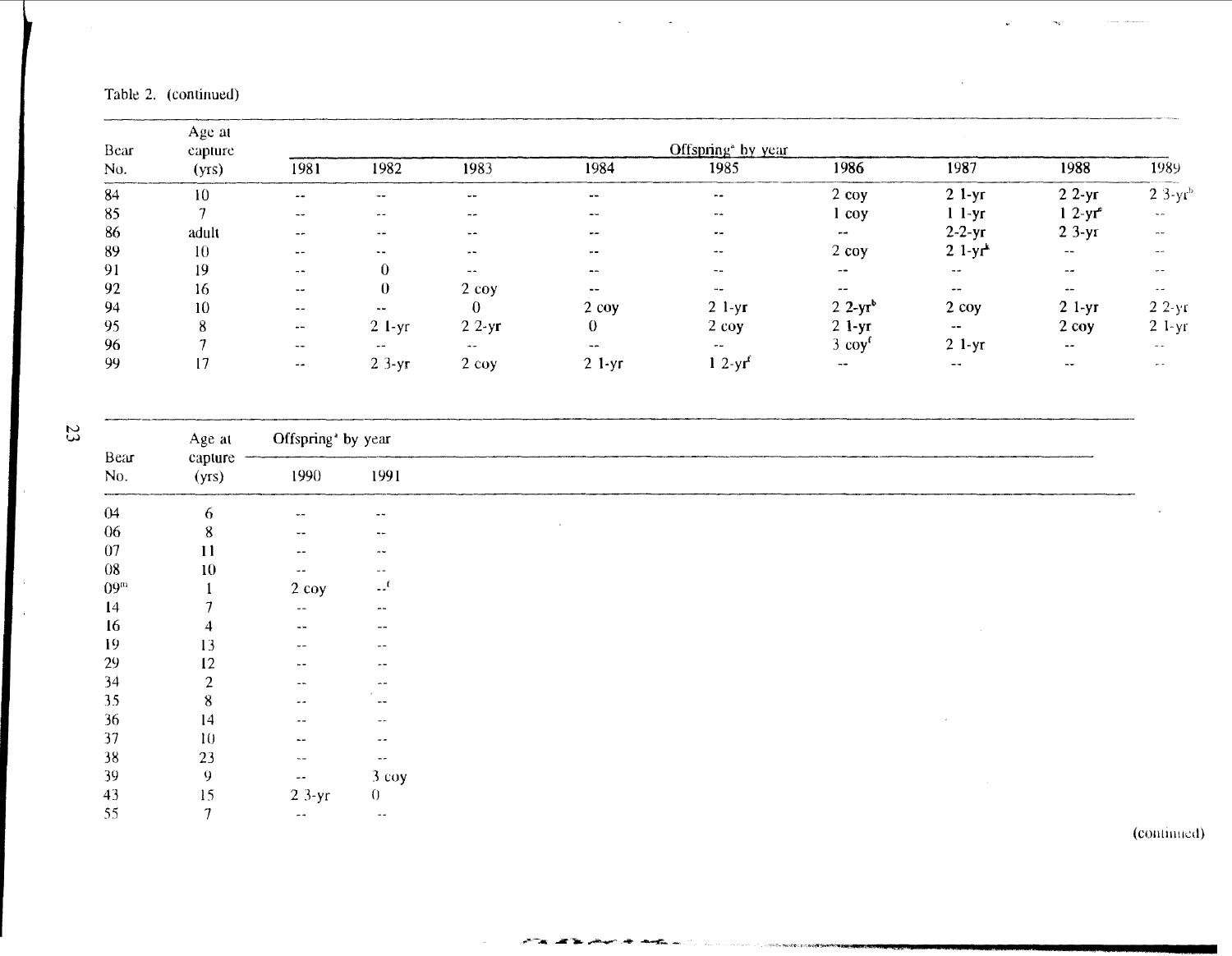Table 2. (continued)

| Bear No. | Age at capture (yrs) | Offspring[a] by year | | | | | | | | |
|---|---|---|---|---|---|---|---|---|---|---|
| | | 1981 | 1982 | 1983 | 1984 | 1985 | 1986 | 1987 | 1988 | 1989 |
| 84 | 10 | -- | -- | -- | -- | -- | 2 coy | 2 1-yr | 2 2-yr | 2 3-yr[b] |
| 85 | 7 | -- | -- | -- | -- | -- | 1 coy | 1 1-yr | 1 2-yr[e] | -- |
| 86 | adult | -- | -- | -- | -- | -- | -- | 2-2-yr | 2 3-yr | -- |
| 89 | 10 | -- | -- | -- | -- | -- | 2 coy | 2 1-yr[k] | -- | -- |
| 91 | 19 | -- | 0 | -- | -- | -- | -- | -- | -- | -- |
| 92 | 16 | -- | 0 | 2 coy | -- | -- | -- | -- | -- | -- |
| 94 | 10 | -- | -- | 0 | 2 coy | 2 1-yr | 2 2-yr[b] | 2 coy | 2 1-yr | 2 2-yr |
| 95 | 8 | -- | 2 1-yr | 2 2-yr | 0 | 2 coy | 2 1-yr | -- | 2 coy | 2 1-yr |
| 96 | 7 | -- | -- | -- | -- | -- | 3 coy[f] | 2 1-yr | -- | -- |
| 99 | 17 | -- | 2 3-yr | 2 coy | 2 1-yr | 1 2-yr[f] | -- | -- | -- | -- |

| Bear No. | Age at capture (yrs) | Offspring[a] by year | |
|---|---|---|---|
| | | 1990 | 1991 |
| 04 | 6 | -- | -- |
| 06 | 8 | -- | -- |
| 07 | 11 | -- | -- |
| 08 | 10 | -- | -- |
| 09[m] | 1 | 2 coy | --[f] |
| 14 | 7 | -- | -- |
| 16 | 4 | -- | -- |
| 19 | 13 | -- | -- |
| 29 | 12 | -- | -- |
| 34 | 2 | -- | -- |
| 35 | 8 | -- | -- |
| 36 | 14 | -- | -- |
| 37 | 10 | -- | -- |
| 38 | 23 | -- | -- |
| 39 | 9 | -- | 3 coy |
| 43 | 15 | 2 3-yr | 0 |
| 55 | 7 | -- | -- |

(continued)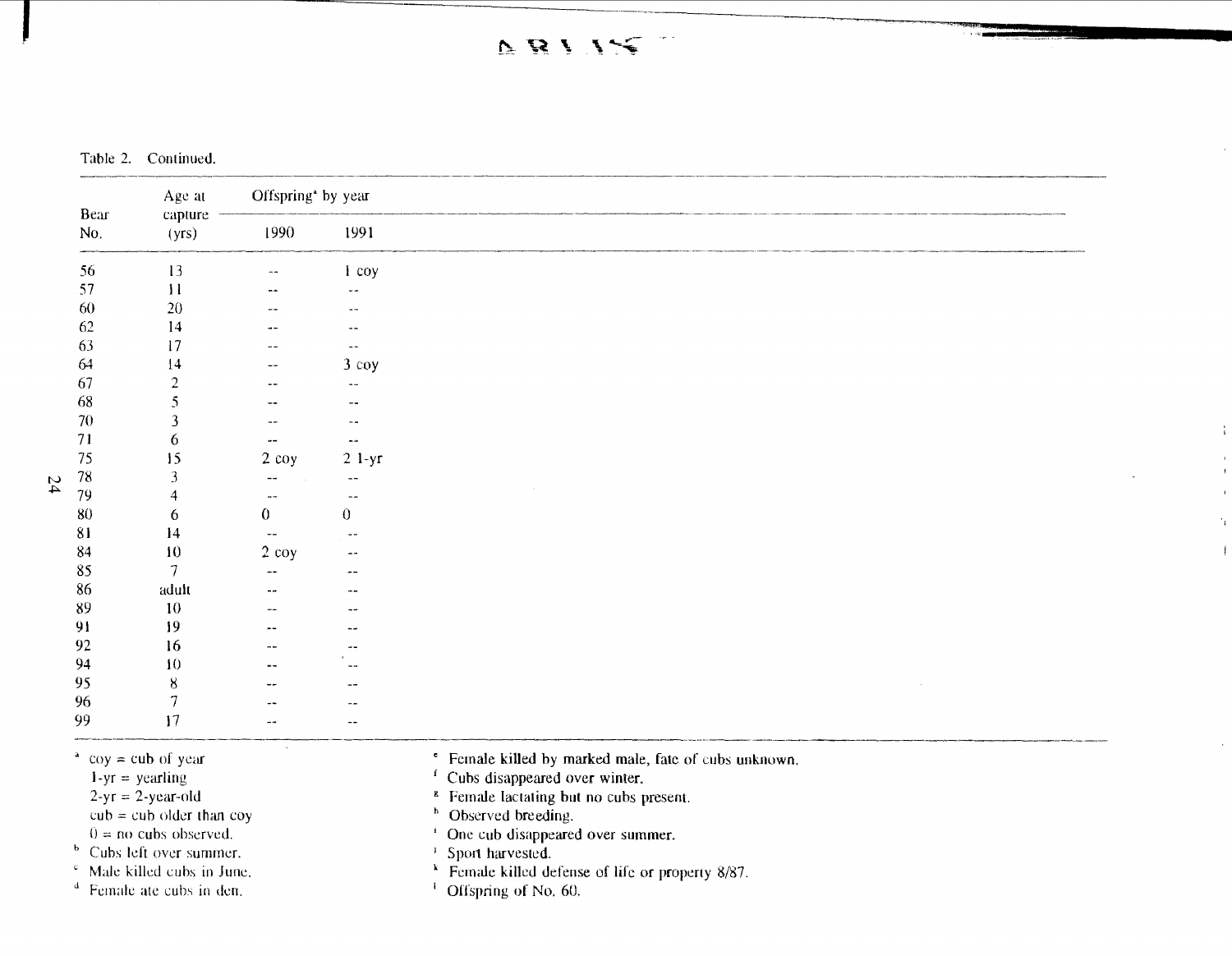Table 2. Continued.

| Bear No. | Age at capture (yrs) | Offspring[a] by year | |
|---|---|---|---|
| | | 1990 | 1991 |
| 56 | 13 | -- | 1 coy |
| 57 | 11 | -- | -- |
| 60 | 20 | -- | -- |
| 62 | 14 | -- | -- |
| 63 | 17 | -- | -- |
| 64 | 14 | -- | 3 coy |
| 67 | 2 | -- | -- |
| 68 | 5 | -- | -- |
| 70 | 3 | -- | -- |
| 71 | 6 | -- | -- |
| 75 | 15 | 2 coy | 2 1-yr |
| 78 | 3 | -- | -- |
| 79 | 4 | -- | -- |
| 80 | 6 | 0 | 0 |
| 81 | 14 | -- | -- |
| 84 | 10 | 2 coy | -- |
| 85 | 7 | -- | -- |
| 86 | adult | -- | -- |
| 89 | 10 | -- | -- |
| 91 | 19 | -- | -- |
| 92 | 16 | -- | -- |
| 94 | 10 | -- | -- |
| 95 | 8 | -- | -- |
| 96 | 7 | -- | -- |
| 99 | 17 | -- | -- |

[a] coy = cub of year
1-yr = yearling
2-yr = 2-year-old
cub = cub older than coy
0 = no cubs observed.

[b] Cubs left over summer.

[c] Male killed cubs in June.

[d] Female ate cubs in den.

[e] Female killed by marked male, fate of cubs unknown.

[f] Cubs disappeared over winter.

[g] Female lactating but no cubs present.

[h] Observed breeding.

[i] One cub disappeared over summer.

[j] Sport harvested.

[k] Female killed defense of life or property 8/87.

[l] Offspring of No. 60.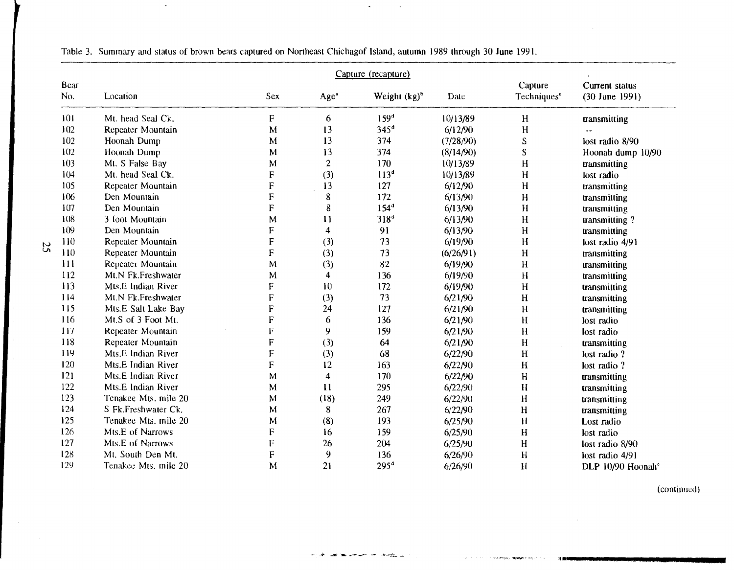Table 3. Summary and status of brown bears captured on Northeast Chichagof Island, autumn 1989 through 30 June 1991.

| | | Capture (recapture) | | | | | |
|---|---|---|---|---|---|---|---|
| Bear No. | Location | Sex | Age[a] | Weight (kg)[b] | Date | Capture Techniques[c] | Current status (30 June 1991) |
| 101 | Mt. head Seal Ck. | F | 6 | 159[d] | 10/13/89 | H | transmitting |
| 102 | Repeater Mountain | M | 13 | 345[d] | 6/12/90 | H | -- |
| 102 | Hoonah Dump | M | 13 | 374 | (7/28/90) | S | lost radio 8/90 |
| 102 | Hoonah Dump | M | 13 | 374 | (8/14/90) | S | Hoonah dump 10/90 |
| 103 | Mt. S False Bay | M | 2 | 170 | 10/13/89 | H | transmitting |
| 104 | Mt. head Seal Ck. | F | (3) | 113[d] | 10/13/89 | H | lost radio |
| 105 | Repeater Mountain | F | 13 | 127 | 6/12/90 | H | transmitting |
| 106 | Den Mountain | F | 8 | 172 | 6/13/90 | H | transmitting |
| 107 | Den Mountain | F | 8 | 154[d] | 6/13/90 | H | transmitting |
| 108 | 3 foot Mountain | M | 11 | 318[d] | 6/13/90 | H | transmitting ? |
| 109 | Den Mountain | F | 4 | 91 | 6/13/90 | H | transmitting |
| 110 | Repeater Mountain | F | (3) | 73 | 6/19/90 | H | lost radio 4/91 |
| 110 | Repeater Mountain | F | (3) | 73 | (6/26/91) | H | transmitting |
| 111 | Repeater Mountain | M | (3) | 82 | 6/19/90 | H | transmitting |
| 112 | Mt.N Fk.Freshwater | M | 4 | 136 | 6/19/90 | H | transmitting |
| 113 | Mts.E Indian River | F | 10 | 172 | 6/19/90 | H | transmitting |
| 114 | Mt.N Fk.Freshwater | F | (3) | 73 | 6/21/90 | H | transmitting |
| 115 | Mts.E Salt Lake Bay | F | 24 | 127 | 6/21/90 | H | transmitting |
| 116 | Mt.S of 3 Foot Mt. | F | 6 | 136 | 6/21/90 | H | lost radio |
| 117 | Repeater Mountain | F | 9 | 159 | 6/21/90 | H | lost radio |
| 118 | Repeater Mountain | F | (3) | 64 | 6/21/90 | H | transmitting |
| 119 | Mts.E Indian River | F | (3) | 68 | 6/22/90 | H | lost radio ? |
| 120 | Mts.E Indian River | F | 12 | 163 | 6/22/90 | H | lost radio ? |
| 121 | Mts.E Indian River | M | 4 | 170 | 6/22/90 | H | transmitting |
| 122 | Mts.E Indian River | M | 11 | 295 | 6/22/90 | H | transmitting |
| 123 | Tenakee Mts. mile 20 | M | (18) | 249 | 6/22/90 | H | transmitting |
| 124 | S Fk.Freshwater Ck. | M | 8 | 267 | 6/22/90 | H | transmitting |
| 125 | Tenakee Mts. mile 20 | M | (8) | 193 | 6/25/90 | H | Lost radio |
| 126 | Mts.E of Narrows | F | 16 | 159 | 6/25/90 | H | lost radio |
| 127 | Mts.E of Narrows | F | 26 | 204 | 6/25/90 | H | lost radio 8/90 |
| 128 | Mt. South Den Mt. | F | 9 | 136 | 6/26/90 | H | lost radio 4/91 |
| 129 | Tenakee Mts. mile 20 | M | 21 | 295[d] | 6/26/90 | H | DLP 10/90 Hoonah[e] |

(continued)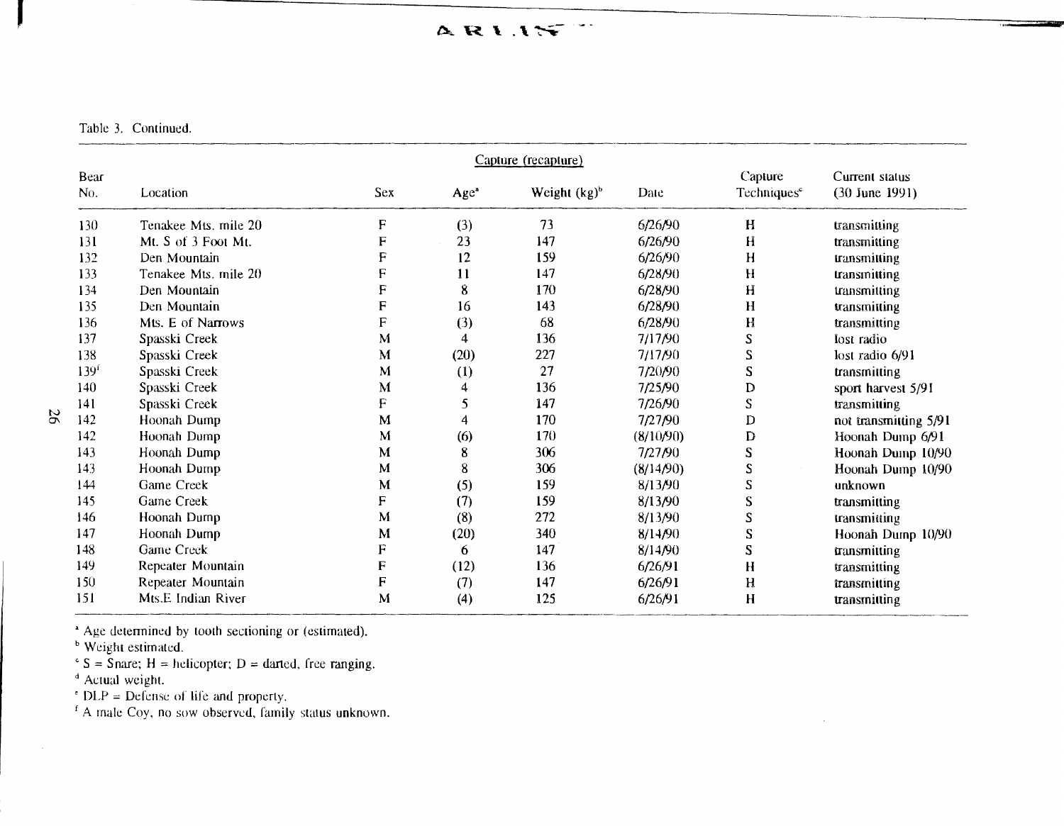Table 3. Continued.

| Bear No. | Location | Capture (recapture) | | | | | Current status (30 June 1991) |
|---|---|---|---|---|---|---|---|
| | | Sex | Age[a] | Weight (kg)[b] | Date | Capture Techniques[c] | |
| 130 | Tenakee Mts. mile 20 | F | (3) | 73 | 6/26/90 | H | transmitting |
| 131 | Mt. S of 3 Foot Mt. | F | 23 | 147 | 6/26/90 | H | transmitting |
| 132 | Den Mountain | F | 12 | 159 | 6/26/90 | H | transmitting |
| 133 | Tenakee Mts. mile 20 | F | 11 | 147 | 6/28/90 | H | transmitting |
| 134 | Den Mountain | F | 8 | 170 | 6/28/90 | H | transmitting |
| 135 | Den Mountain | F | 16 | 143 | 6/28/90 | H | transmitting |
| 136 | Mts. E of Narrows | F | (3) | 68 | 6/28/90 | H | transmitting |
| 137 | Spasski Creek | M | 4 | 136 | 7/17/90 | S | lost radio |
| 138 | Spasski Creek | M | (20) | 227 | 7/17/90 | S | lost radio 6/91 |
| 139[f] | Spasski Creek | M | (1) | 27 | 7/20/90 | S | transmitting |
| 140 | Spasski Creek | M | 4 | 136 | 7/25/90 | D | sport harvest 5/91 |
| 141 | Spasski Creek | F | 5 | 147 | 7/26/90 | S | transmitting |
| 142 | Hoonah Dump | M | 4 | 170 | 7/27/90 | D | not transmitting 5/91 |
| 142 | Hoonah Dump | M | (6) | 170 | (8/10/90) | D | Hoonah Dump 6/91 |
| 143 | Hoonah Dump | M | 8 | 306 | 7/27/90 | S | Hoonah Dump 10/90 |
| 143 | Hoonah Dump | M | 8 | 306 | (8/14/90) | S | Hoonah Dump 10/90 |
| 144 | Game Creek | M | (5) | 159 | 8/13/90 | S | unknown |
| 145 | Game Creek | F | (7) | 159 | 8/13/90 | S | transmitting |
| 146 | Hoonah Dump | M | (8) | 272 | 8/13/90 | S | transmitting |
| 147 | Hoonah Dump | M | (20) | 340 | 8/14/90 | S | Hoonah Dump 10/90 |
| 148 | Game Creek | F | 6 | 147 | 8/14/90 | S | transmitting |
| 149 | Repeater Mountain | F | (12) | 136 | 6/26/91 | H | transmitting |
| 150 | Repeater Mountain | F | (7) | 147 | 6/26/91 | H | transmitting |
| 151 | Mts.E Indian River | M | (4) | 125 | 6/26/91 | H | transmitting |

[a] Age determined by tooth sectioning or (estimated).
[b] Weight estimated.
[c] S = Snare; H = helicopter; D = darted, free ranging.
[d] Actual weight.
[e] DLP = Defense of life and property.
[f] A male Coy, no sow observed, family status unknown.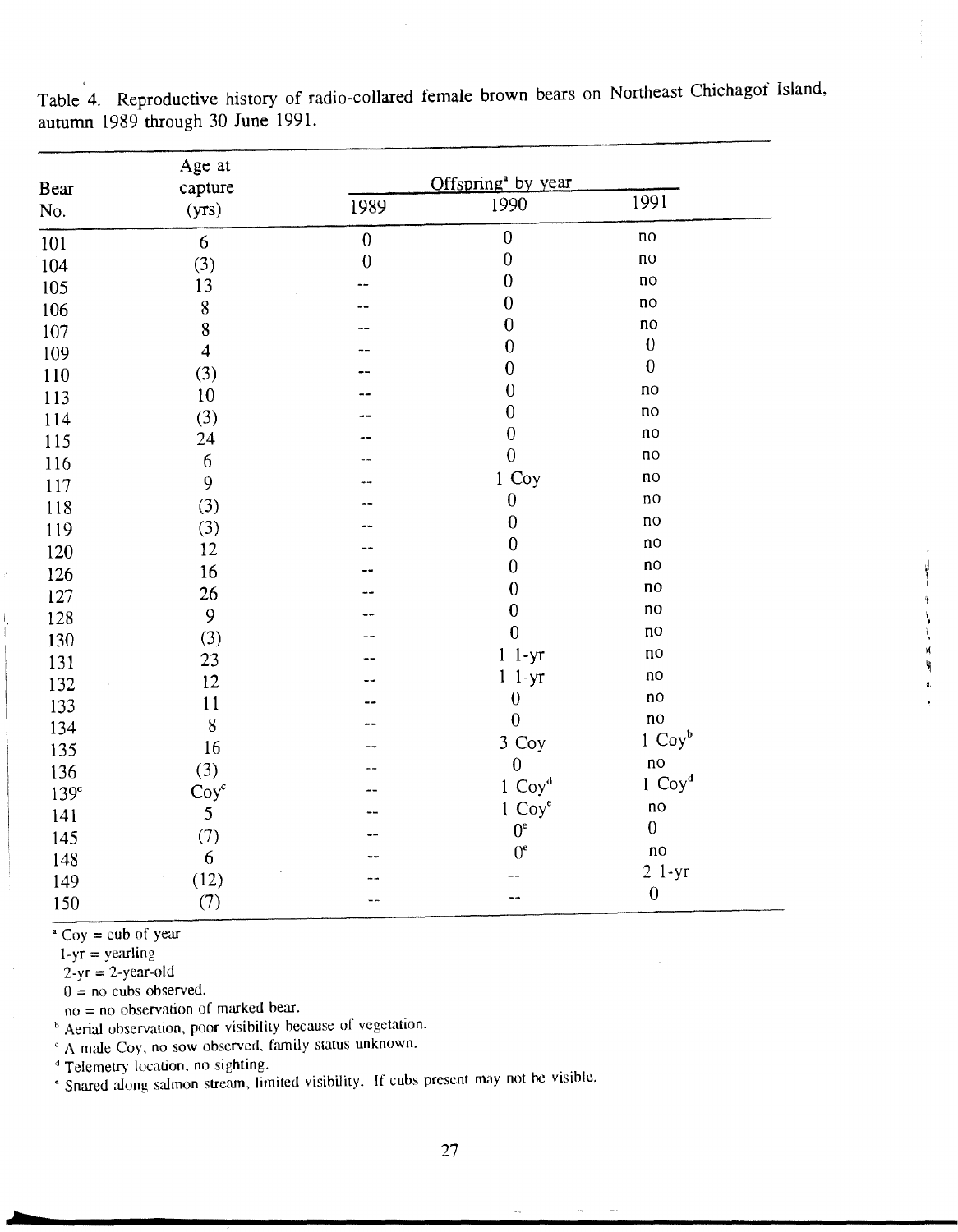Table 4. Reproductive history of radio-collared female brown bears on Northeast Chichagof Island, autumn 1989 through 30 June 1991.

| Bear No. | Age at capture (yrs) | Offspring[a] by year | | |
|---|---|---|---|---|
| | | 1989 | 1990 | 1991 |
| 101 | 6 | 0 | 0 | no |
| 104 | (3) | 0 | 0 | no |
| 105 | 13 | -- | 0 | no |
| 106 | 8 | -- | 0 | no |
| 107 | 8 | -- | 0 | no |
| 109 | 4 | -- | 0 | 0 |
| 110 | (3) | -- | 0 | 0 |
| 113 | 10 | -- | 0 | no |
| 114 | (3) | -- | 0 | no |
| 115 | 24 | -- | 0 | no |
| 116 | 6 | -- | 0 | no |
| 117 | 9 | -- | 1 Coy | no |
| 118 | (3) | -- | 0 | no |
| 119 | (3) | -- | 0 | no |
| 120 | 12 | -- | 0 | no |
| 126 | 16 | -- | 0 | no |
| 127 | 26 | -- | 0 | no |
| 128 | 9 | -- | 0 | no |
| 130 | (3) | -- | 0 | no |
| 131 | 23 | -- | 1 1-yr | no |
| 132 | 12 | -- | 1 1-yr | no |
| 133 | 11 | -- | 0 | no |
| 134 | 8 | -- | 0 | no |
| 135 | 16 | -- | 3 Coy | 1 Coy[b] |
| 136 | (3) | -- | 0 | no |
| 139[c] | Coy[c] | -- | 1 Coy[d] | 1 Coy[d] |
| 141 | 5 | -- | 1 Coy[e] | no |
| 145 | (7) | -- | 0[e] | 0 |
| 148 | 6 | -- | 0[e] | no |
| 149 | (12) | -- | -- | 2 1-yr |
| 150 | (7) | -- | -- | 0 |

[a] Coy = cub of year
1-yr = yearling
2-yr = 2-year-old
0 = no cubs observed.
no = no observation of marked bear.

[b] Aerial observation, poor visibility because of vegetation.

[c] A male Coy, no sow observed, family status unknown.

[d] Telemetry location, no sighting.

[e] Snared along salmon stream, limited visibility. If cubs present may not be visible.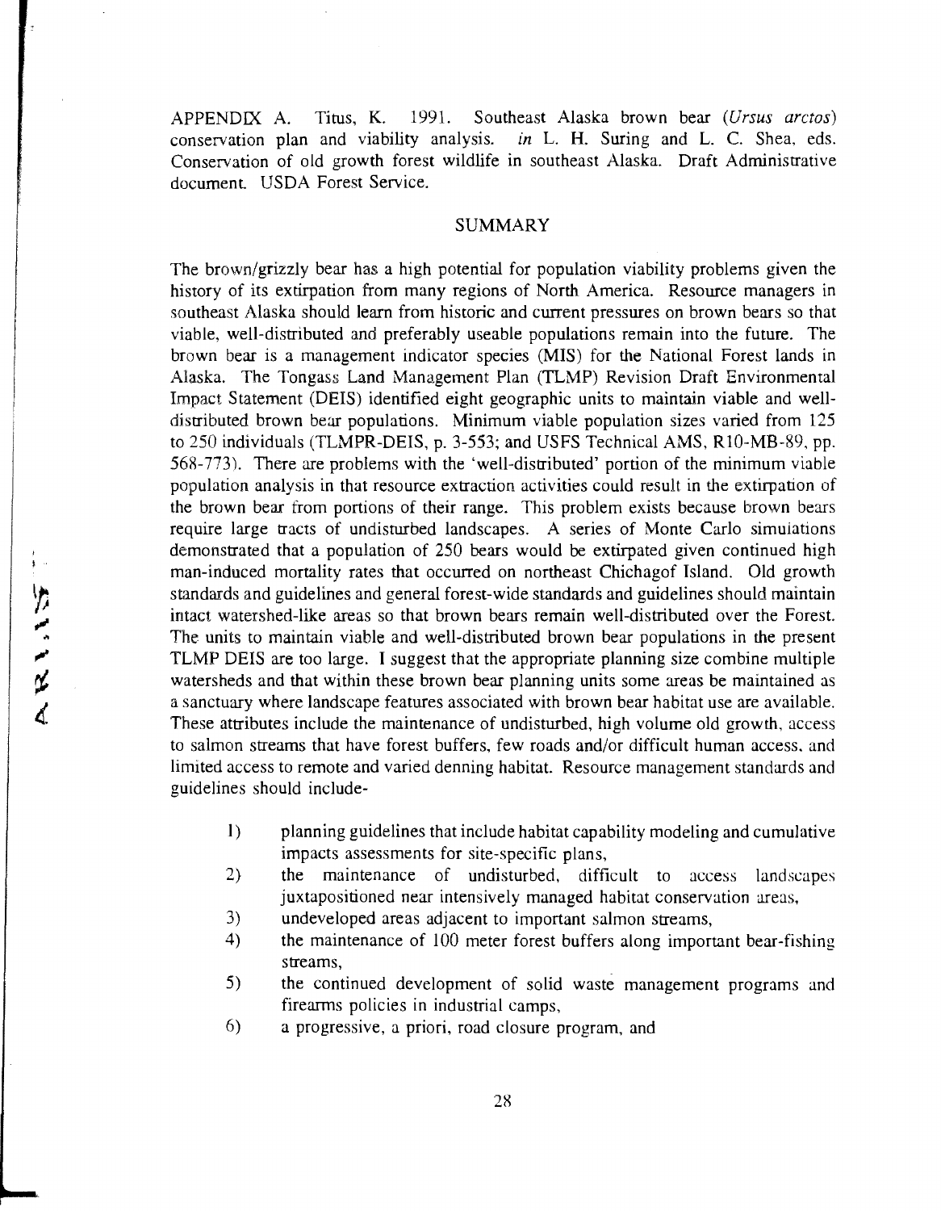APPENDIX A. Titus, K. 1991. Southeast Alaska brown bear (*Ursus arctos*) conservation plan and viability analysis. *in* L. H. Suring and L. C. Shea, eds. Conservation of old growth forest wildlife in southeast Alaska. Draft Administrative document. USDA Forest Service.

## SUMMARY

The brown/grizzly bear has a high potential for population viability problems given the history of its extirpation from many regions of North America. Resource managers in southeast Alaska should learn from historic and current pressures on brown bears so that viable, well-distributed and preferably useable populations remain into the future. The brown bear is a management indicator species (MIS) for the National Forest lands in Alaska. The Tongass Land Management Plan (TLMP) Revision Draft Environmental Impact Statement (DEIS) identified eight geographic units to maintain viable and well-distributed brown bear populations. Minimum viable population sizes varied from 125 to 250 individuals (TLMPR-DEIS, p. 3-553; and USFS Technical AMS, R10-MB-89, pp. 568-773). There are problems with the 'well-distributed' portion of the minimum viable population analysis in that resource extraction activities could result in the extirpation of the brown bear from portions of their range. This problem exists because brown bears require large tracts of undisturbed landscapes. A series of Monte Carlo simulations demonstrated that a population of 250 bears would be extirpated given continued high man-induced mortality rates that occurred on northeast Chichagof Island. Old growth standards and guidelines and general forest-wide standards and guidelines should maintain intact watershed-like areas so that brown bears remain well-distributed over the Forest. The units to maintain viable and well-distributed brown bear populations in the present TLMP DEIS are too large. I suggest that the appropriate planning size combine multiple watersheds and that within these brown bear planning units some areas be maintained as a sanctuary where landscape features associated with brown bear habitat use are available. These attributes include the maintenance of undisturbed, high volume old growth, access to salmon streams that have forest buffers, few roads and/or difficult human access, and limited access to remote and varied denning habitat. Resource management standards and guidelines should include-

1) planning guidelines that include habitat capability modeling and cumulative impacts assessments for site-specific plans,
2) the maintenance of undisturbed, difficult to access landscapes juxtapositioned near intensively managed habitat conservation areas,
3) undeveloped areas adjacent to important salmon streams,
4) the maintenance of 100 meter forest buffers along important bear-fishing streams,
5) the continued development of solid waste management programs and firearms policies in industrial camps,
6) a progressive, a priori, road closure program, and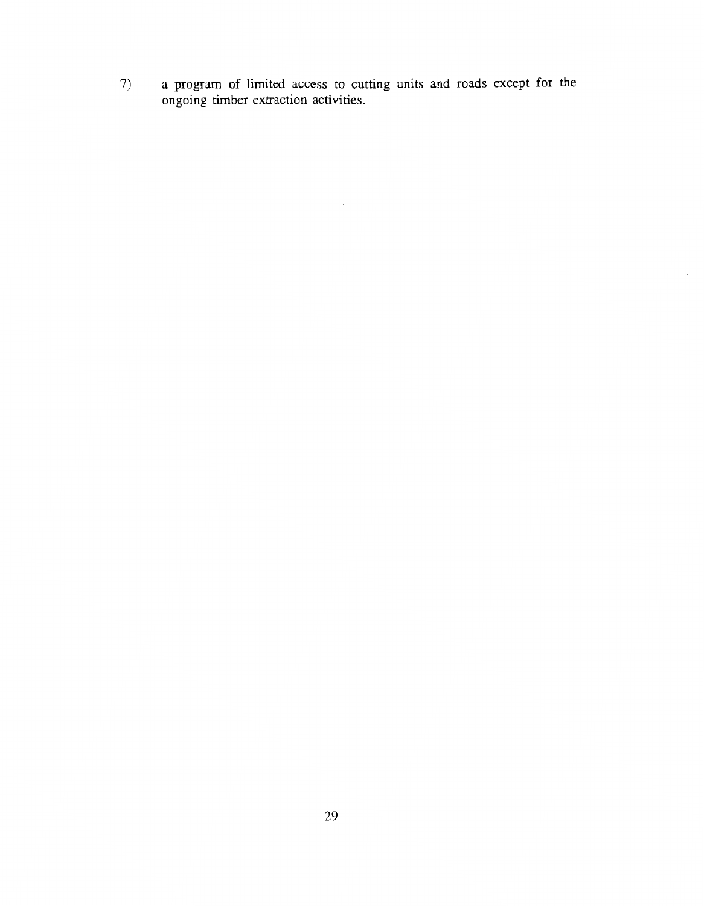7) a program of limited access to cutting units and roads except for the ongoing timber extraction activities.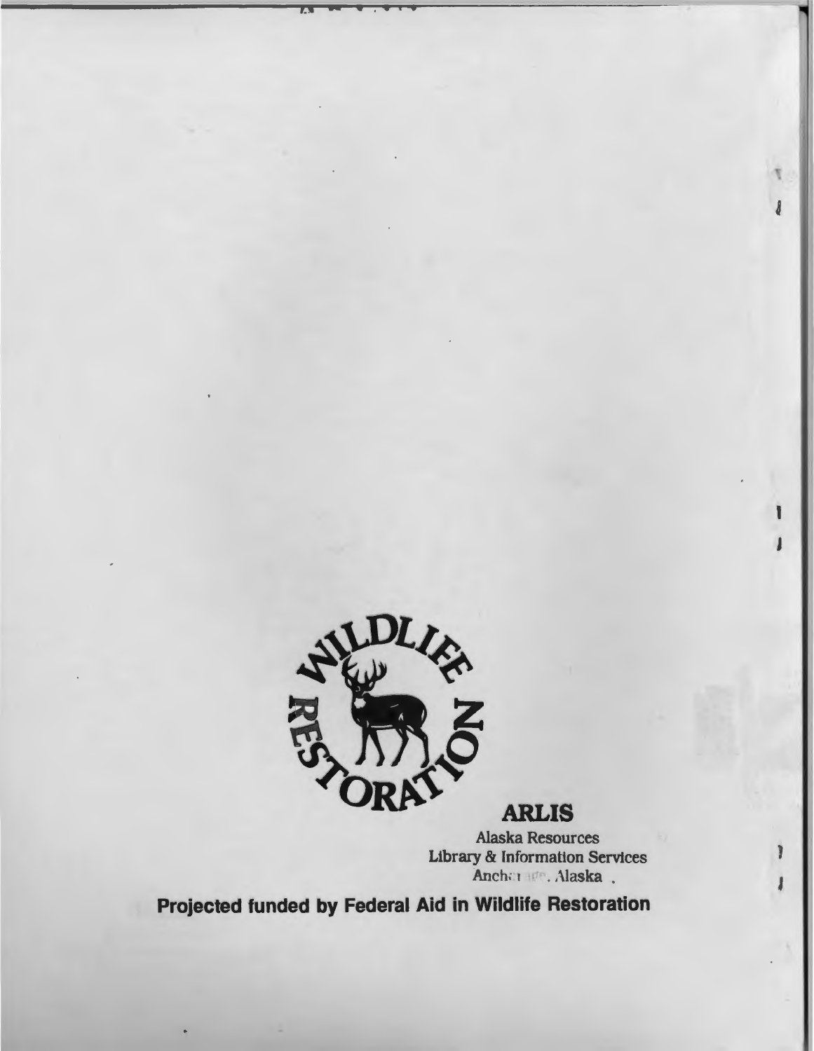WILDLIFE RESTORATION

**ARLIS**

Alaska Resources
Library & Information Services
Anchorage, Alaska

**Projected funded by Federal Aid in Wildlife Restoration**